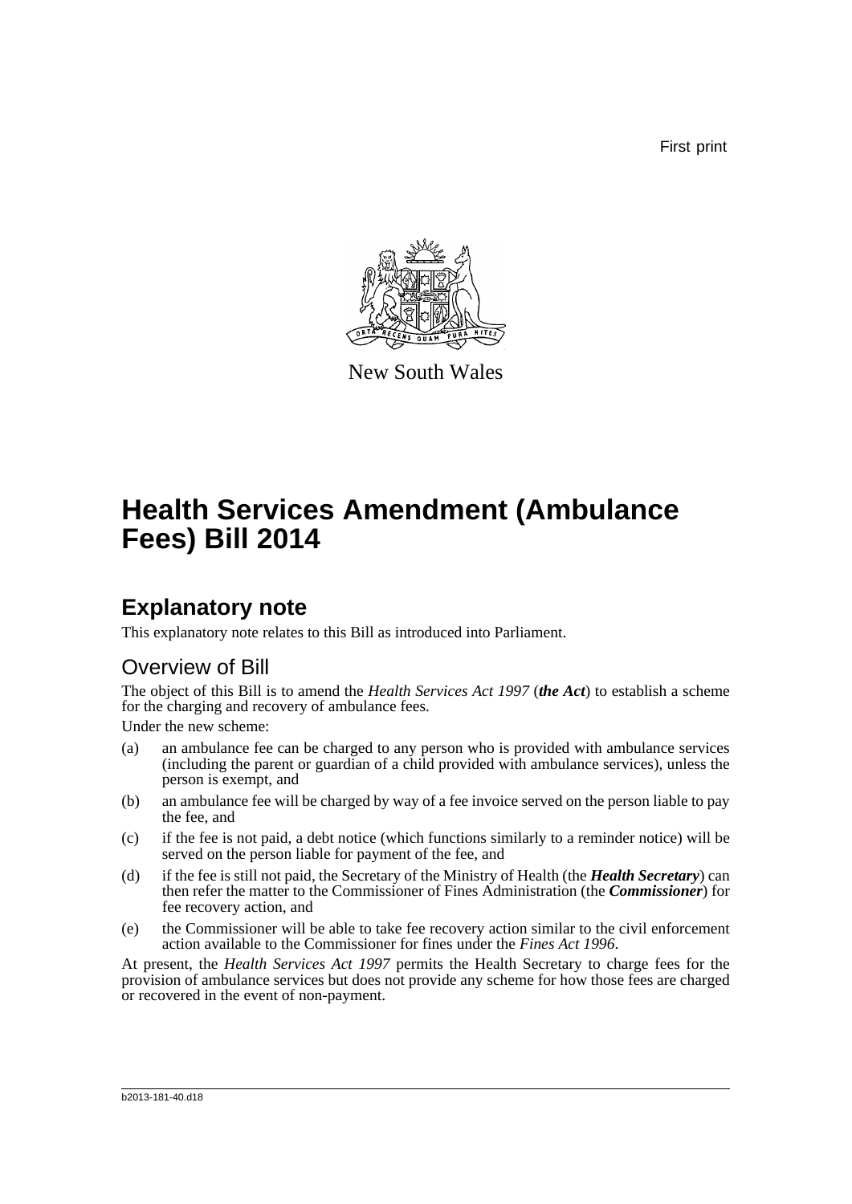First print

New South Wales

# Health Services Amendment (Ambulance Fees) Bill 2014

## Explanatory note

This explanatory note relates to this Bill as introduced into Parliament.

### Overview of Bill

The object of this Bill is to amend the *Health Services Act 1997* (***the Act***) to establish a scheme for the charging and recovery of ambulance fees.

Under the new scheme:

(a) an ambulance fee can be charged to any person who is provided with ambulance services (including the parent or guardian of a child provided with ambulance services), unless the person is exempt, and

(b) an ambulance fee will be charged by way of a fee invoice served on the person liable to pay the fee, and

(c) if the fee is not paid, a debt notice (which functions similarly to a reminder notice) will be served on the person liable for payment of the fee, and

(d) if the fee is still not paid, the Secretary of the Ministry of Health (the ***Health Secretary***) can then refer the matter to the Commissioner of Fines Administration (the ***Commissioner***) for fee recovery action, and

(e) the Commissioner will be able to take fee recovery action similar to the civil enforcement action available to the Commissioner for fines under the *Fines Act 1996*.

At present, the *Health Services Act 1997* permits the Health Secretary to charge fees for the provision of ambulance services but does not provide any scheme for how those fees are charged or recovered in the event of non-payment.

b2013-181-40.d18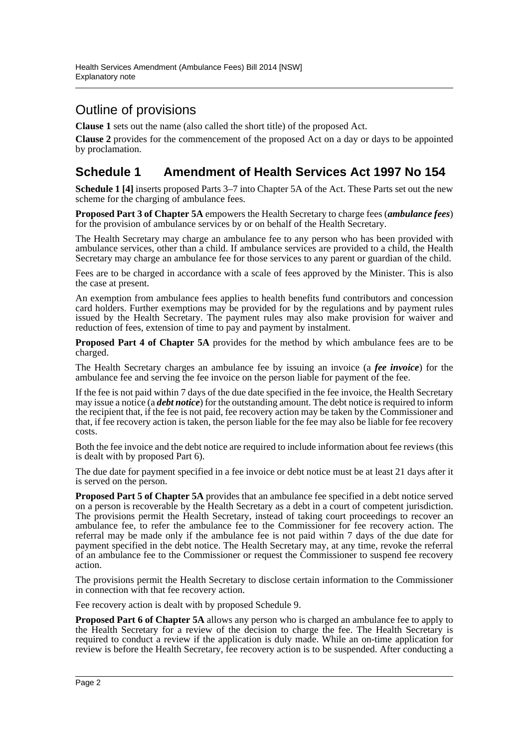## Outline of provisions

**Clause 1** sets out the name (also called the short title) of the proposed Act.

**Clause 2** provides for the commencement of the proposed Act on a day or days to be appointed by proclamation.

## Schedule 1 Amendment of Health Services Act 1997 No 154

**Schedule 1 [4]** inserts proposed Parts 3–7 into Chapter 5A of the Act. These Parts set out the new scheme for the charging of ambulance fees.

**Proposed Part 3 of Chapter 5A** empowers the Health Secretary to charge fees (***ambulance fees***) for the provision of ambulance services by or on behalf of the Health Secretary.

The Health Secretary may charge an ambulance fee to any person who has been provided with ambulance services, other than a child. If ambulance services are provided to a child, the Health Secretary may charge an ambulance fee for those services to any parent or guardian of the child.

Fees are to be charged in accordance with a scale of fees approved by the Minister. This is also the case at present.

An exemption from ambulance fees applies to health benefits fund contributors and concession card holders. Further exemptions may be provided for by the regulations and by payment rules issued by the Health Secretary. The payment rules may also make provision for waiver and reduction of fees, extension of time to pay and payment by instalment.

**Proposed Part 4 of Chapter 5A** provides for the method by which ambulance fees are to be charged.

The Health Secretary charges an ambulance fee by issuing an invoice (a ***fee invoice***) for the ambulance fee and serving the fee invoice on the person liable for payment of the fee.

If the fee is not paid within 7 days of the due date specified in the fee invoice, the Health Secretary may issue a notice (a ***debt notice***) for the outstanding amount. The debt notice is required to inform the recipient that, if the fee is not paid, fee recovery action may be taken by the Commissioner and that, if fee recovery action is taken, the person liable for the fee may also be liable for fee recovery costs.

Both the fee invoice and the debt notice are required to include information about fee reviews (this is dealt with by proposed Part 6).

The due date for payment specified in a fee invoice or debt notice must be at least 21 days after it is served on the person.

**Proposed Part 5 of Chapter 5A** provides that an ambulance fee specified in a debt notice served on a person is recoverable by the Health Secretary as a debt in a court of competent jurisdiction. The provisions permit the Health Secretary, instead of taking court proceedings to recover an ambulance fee, to refer the ambulance fee to the Commissioner for fee recovery action. The referral may be made only if the ambulance fee is not paid within 7 days of the due date for payment specified in the debt notice. The Health Secretary may, at any time, revoke the referral of an ambulance fee to the Commissioner or request the Commissioner to suspend fee recovery action.

The provisions permit the Health Secretary to disclose certain information to the Commissioner in connection with that fee recovery action.

Fee recovery action is dealt with by proposed Schedule 9.

**Proposed Part 6 of Chapter 5A** allows any person who is charged an ambulance fee to apply to the Health Secretary for a review of the decision to charge the fee. The Health Secretary is required to conduct a review if the application is duly made. While an on-time application for review is before the Health Secretary, fee recovery action is to be suspended. After conducting a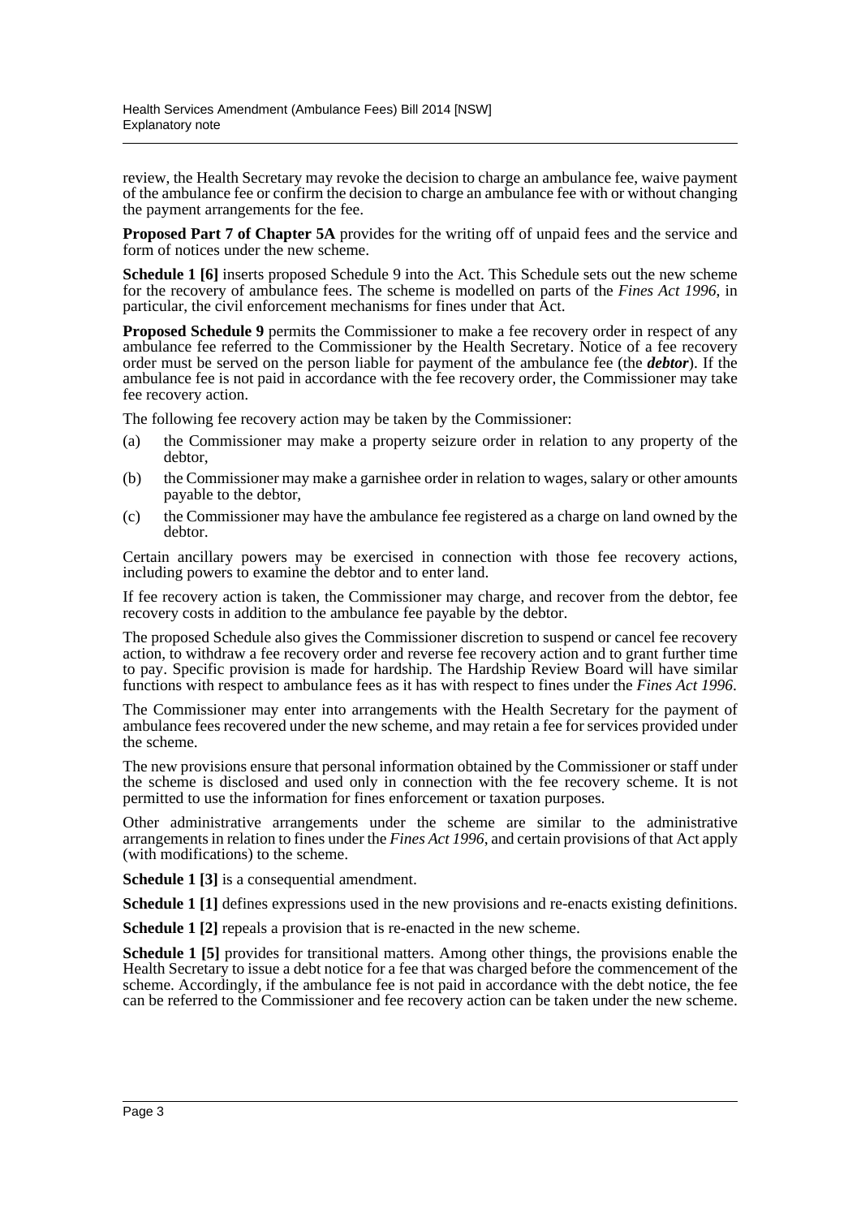review, the Health Secretary may revoke the decision to charge an ambulance fee, waive payment of the ambulance fee or confirm the decision to charge an ambulance fee with or without changing the payment arrangements for the fee.

**Proposed Part 7 of Chapter 5A** provides for the writing off of unpaid fees and the service and form of notices under the new scheme.

**Schedule 1 [6]** inserts proposed Schedule 9 into the Act. This Schedule sets out the new scheme for the recovery of ambulance fees. The scheme is modelled on parts of the *Fines Act 1996*, in particular, the civil enforcement mechanisms for fines under that Act.

**Proposed Schedule 9** permits the Commissioner to make a fee recovery order in respect of any ambulance fee referred to the Commissioner by the Health Secretary. Notice of a fee recovery order must be served on the person liable for payment of the ambulance fee (the ***debtor***). If the ambulance fee is not paid in accordance with the fee recovery order, the Commissioner may take fee recovery action.

The following fee recovery action may be taken by the Commissioner:

(a) the Commissioner may make a property seizure order in relation to any property of the debtor,

(b) the Commissioner may make a garnishee order in relation to wages, salary or other amounts payable to the debtor,

(c) the Commissioner may have the ambulance fee registered as a charge on land owned by the debtor.

Certain ancillary powers may be exercised in connection with those fee recovery actions, including powers to examine the debtor and to enter land.

If fee recovery action is taken, the Commissioner may charge, and recover from the debtor, fee recovery costs in addition to the ambulance fee payable by the debtor.

The proposed Schedule also gives the Commissioner discretion to suspend or cancel fee recovery action, to withdraw a fee recovery order and reverse fee recovery action and to grant further time to pay. Specific provision is made for hardship. The Hardship Review Board will have similar functions with respect to ambulance fees as it has with respect to fines under the *Fines Act 1996*.

The Commissioner may enter into arrangements with the Health Secretary for the payment of ambulance fees recovered under the new scheme, and may retain a fee for services provided under the scheme.

The new provisions ensure that personal information obtained by the Commissioner or staff under the scheme is disclosed and used only in connection with the fee recovery scheme. It is not permitted to use the information for fines enforcement or taxation purposes.

Other administrative arrangements under the scheme are similar to the administrative arrangements in relation to fines under the *Fines Act 1996*, and certain provisions of that Act apply (with modifications) to the scheme.

**Schedule 1 [3]** is a consequential amendment.

**Schedule 1 [1]** defines expressions used in the new provisions and re-enacts existing definitions.

**Schedule 1 [2]** repeals a provision that is re-enacted in the new scheme.

**Schedule 1 [5]** provides for transitional matters. Among other things, the provisions enable the Health Secretary to issue a debt notice for a fee that was charged before the commencement of the scheme. Accordingly, if the ambulance fee is not paid in accordance with the debt notice, the fee can be referred to the Commissioner and fee recovery action can be taken under the new scheme.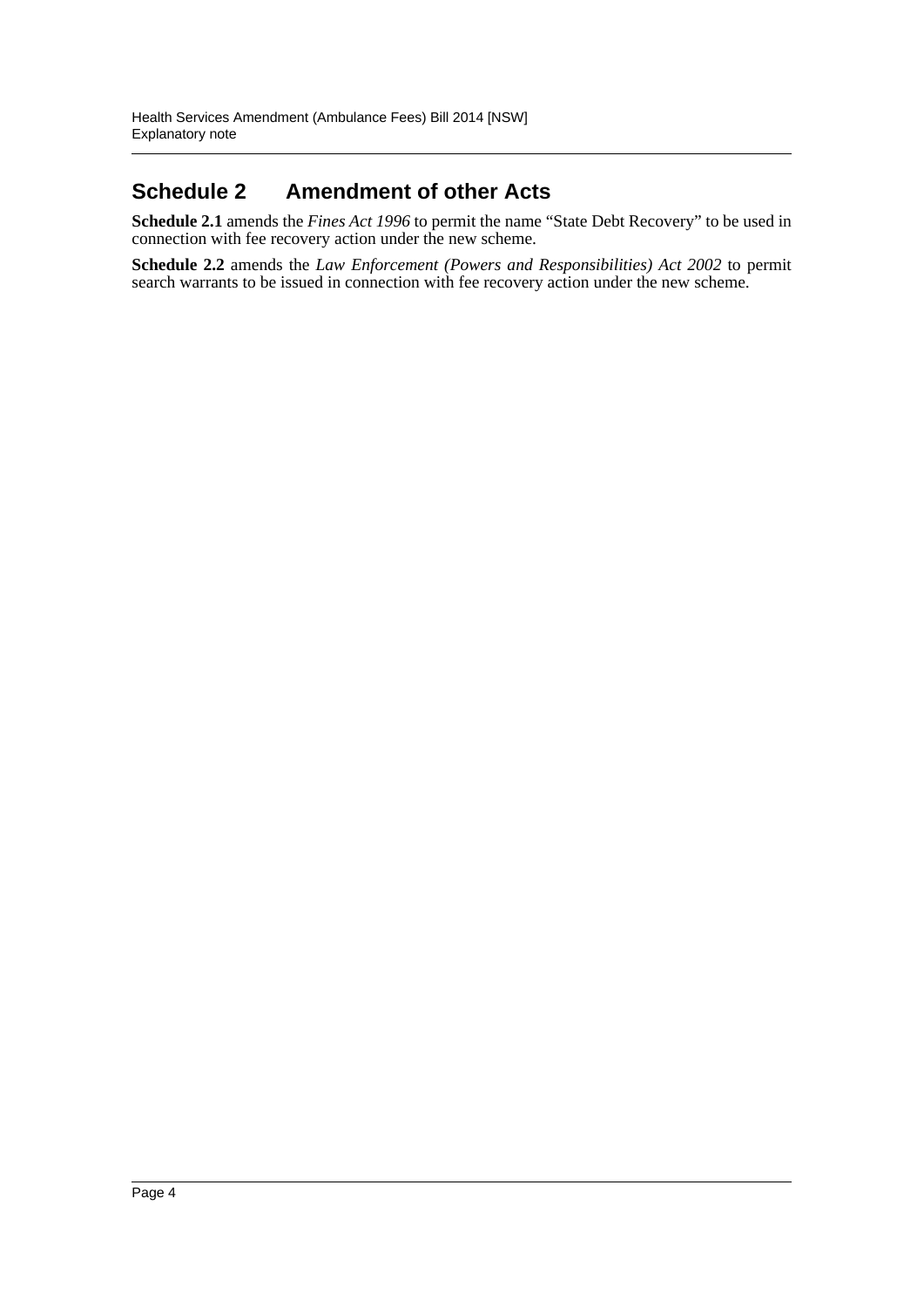## Schedule 2 Amendment of other Acts

**Schedule 2.1** amends the *Fines Act 1996* to permit the name "State Debt Recovery" to be used in connection with fee recovery action under the new scheme.

**Schedule 2.2** amends the *Law Enforcement (Powers and Responsibilities) Act 2002* to permit search warrants to be issued in connection with fee recovery action under the new scheme.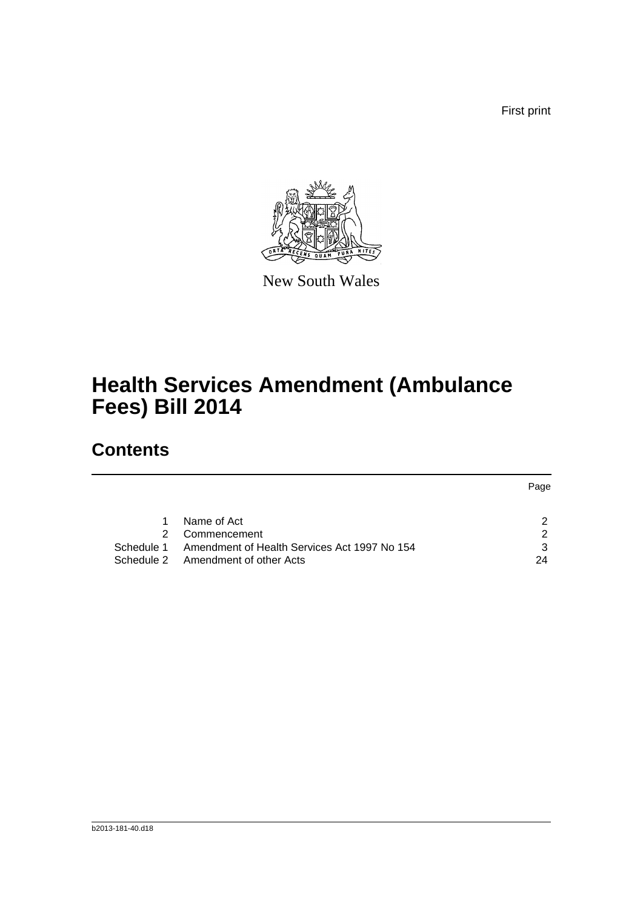First print

New South Wales

# Health Services Amendment (Ambulance Fees) Bill 2014

## Contents

|  |  | Page |
|---|---|---|
| 1 | Name of Act | 2 |
| 2 | Commencement | 2 |
| Schedule 1 | Amendment of Health Services Act 1997 No 154 | 3 |
| Schedule 2 | Amendment of other Acts | 24 |

b2013-181-40.d18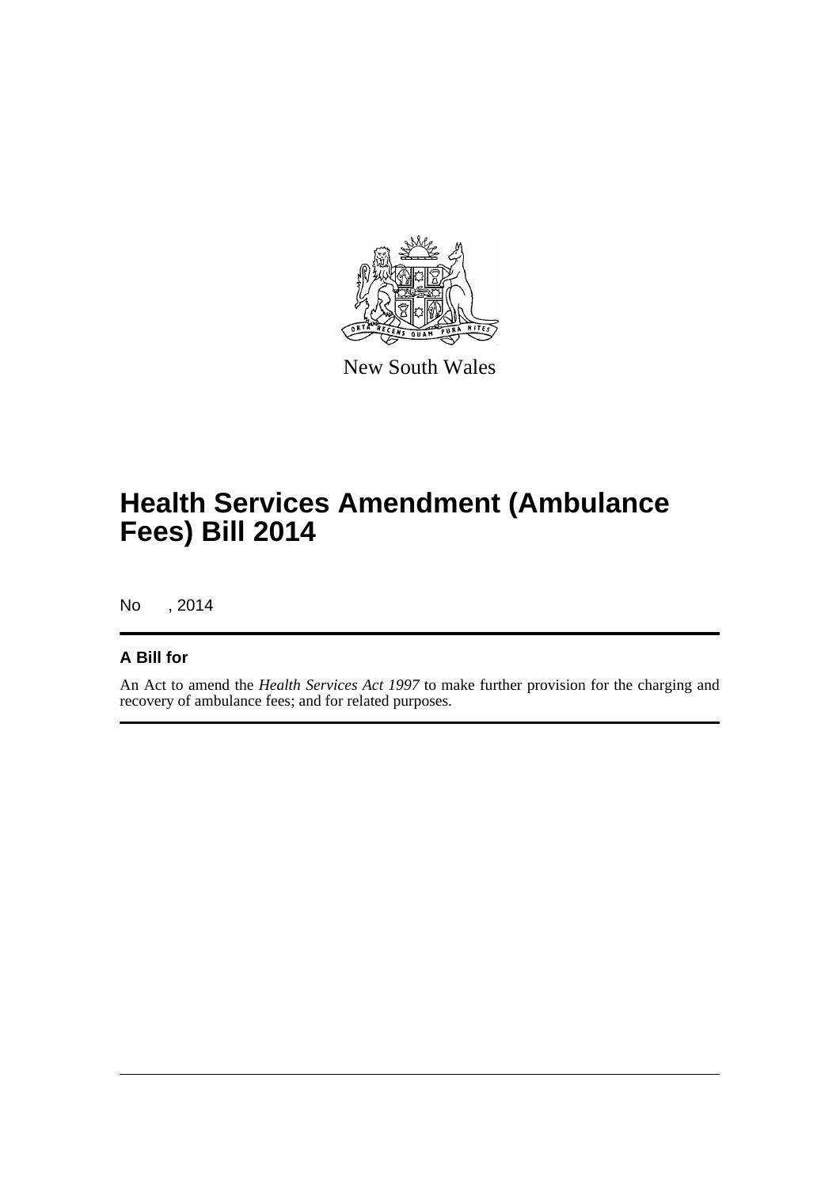New South Wales

# Health Services Amendment (Ambulance Fees) Bill 2014

No , 2014

## A Bill for

An Act to amend the *Health Services Act 1997* to make further provision for the charging and recovery of ambulance fees; and for related purposes.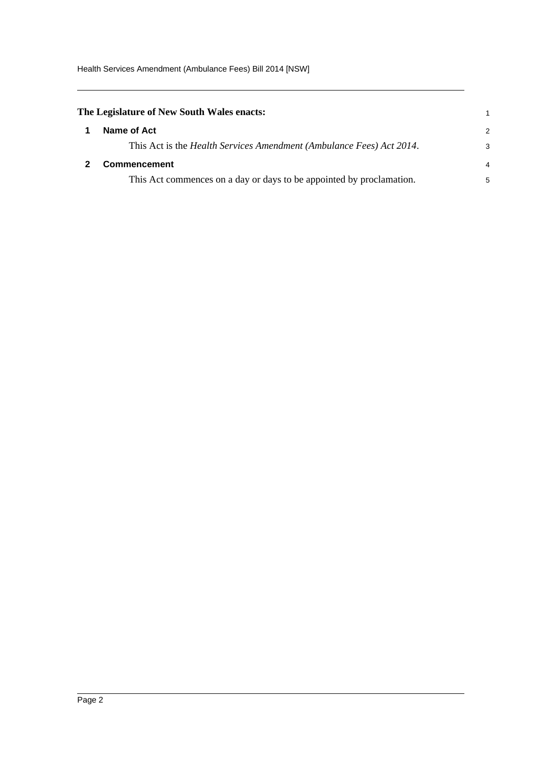**The Legislature of New South Wales enacts:**

## 1 Name of Act

This Act is the *Health Services Amendment (Ambulance Fees) Act 2014*.

## 2 Commencement

This Act commences on a day or days to be appointed by proclamation.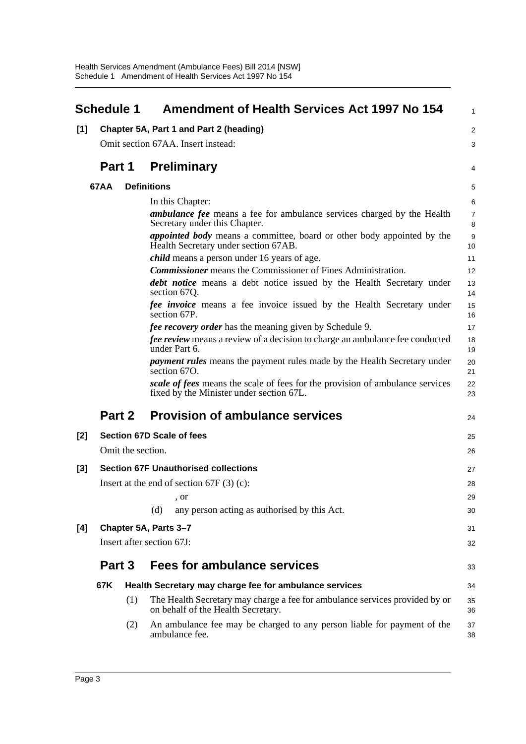# Schedule 1 Amendment of Health Services Act 1997 No 154

**[1] Chapter 5A, Part 1 and Part 2 (heading)**

Omit section 67AA. Insert instead:

## Part 1 Preliminary

**67AA Definitions**

In this Chapter:

***ambulance fee*** means a fee for ambulance services charged by the Health Secretary under this Chapter.

***appointed body*** means a committee, board or other body appointed by the Health Secretary under section 67AB.

***child*** means a person under 16 years of age.

***Commissioner*** means the Commissioner of Fines Administration.

***debt notice*** means a debt notice issued by the Health Secretary under section 67Q.

***fee invoice*** means a fee invoice issued by the Health Secretary under section 67P.

***fee recovery order*** has the meaning given by Schedule 9.

***fee review*** means a review of a decision to charge an ambulance fee conducted under Part 6.

***payment rules*** means the payment rules made by the Health Secretary under section 67O.

***scale of fees*** means the scale of fees for the provision of ambulance services fixed by the Minister under section 67L.

## Part 2 Provision of ambulance services

**[2] Section 67D Scale of fees**

Omit the section.

**[3] Section 67F Unauthorised collections**

Insert at the end of section 67F (3) (c):

, or

(d) any person acting as authorised by this Act.

**[4] Chapter 5A, Parts 3–7**

Insert after section 67J:

## Part 3 Fees for ambulance services

**67K Health Secretary may charge fee for ambulance services**

(1) The Health Secretary may charge a fee for ambulance services provided by or on behalf of the Health Secretary.

(2) An ambulance fee may be charged to any person liable for payment of the ambulance fee.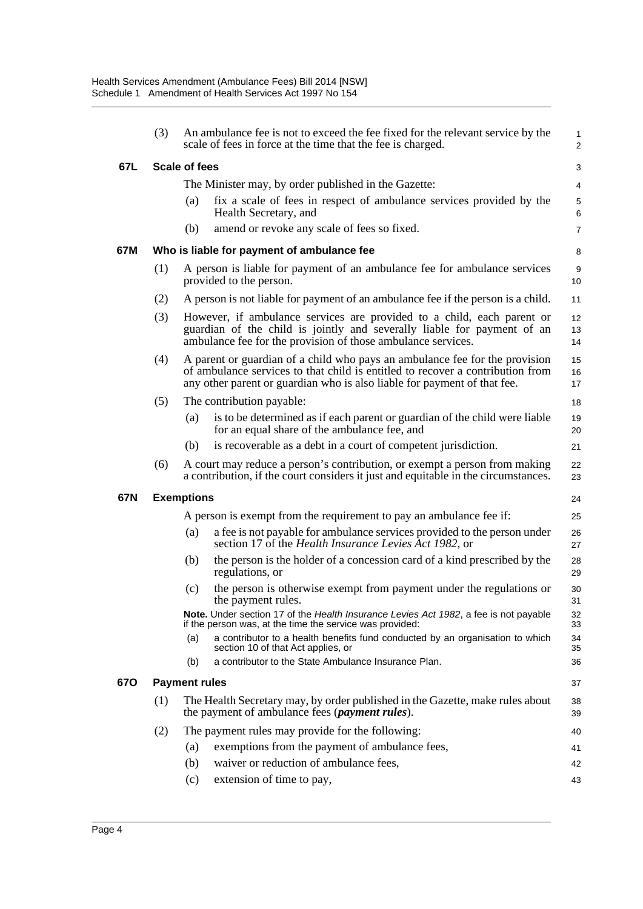(3) An ambulance fee is not to exceed the fee fixed for the relevant service by the scale of fees in force at the time that the fee is charged.

### 67L Scale of fees

The Minister may, by order published in the Gazette:

(a) fix a scale of fees in respect of ambulance services provided by the Health Secretary, and

(b) amend or revoke any scale of fees so fixed.

### 67M Who is liable for payment of ambulance fee

(1) A person is liable for payment of an ambulance fee for ambulance services provided to the person.

(2) A person is not liable for payment of an ambulance fee if the person is a child.

(3) However, if ambulance services are provided to a child, each parent or guardian of the child is jointly and severally liable for payment of an ambulance fee for the provision of those ambulance services.

(4) A parent or guardian of a child who pays an ambulance fee for the provision of ambulance services to that child is entitled to recover a contribution from any other parent or guardian who is also liable for payment of that fee.

(5) The contribution payable:

(a) is to be determined as if each parent or guardian of the child were liable for an equal share of the ambulance fee, and

(b) is recoverable as a debt in a court of competent jurisdiction.

(6) A court may reduce a person's contribution, or exempt a person from making a contribution, if the court considers it just and equitable in the circumstances.

### 67N Exemptions

A person is exempt from the requirement to pay an ambulance fee if:

(a) a fee is not payable for ambulance services provided to the person under section 17 of the *Health Insurance Levies Act 1982*, or

(b) the person is the holder of a concession card of a kind prescribed by the regulations, or

(c) the person is otherwise exempt from payment under the regulations or the payment rules.

**Note.** Under section 17 of the *Health Insurance Levies Act 1982*, a fee is not payable if the person was, at the time the service was provided:

(a) a contributor to a health benefits fund conducted by an organisation to which section 10 of that Act applies, or

(b) a contributor to the State Ambulance Insurance Plan.

### 67O Payment rules

(1) The Health Secretary may, by order published in the Gazette, make rules about the payment of ambulance fees (***payment rules***).

(2) The payment rules may provide for the following:

(a) exemptions from the payment of ambulance fees,

(b) waiver or reduction of ambulance fees,

(c) extension of time to pay,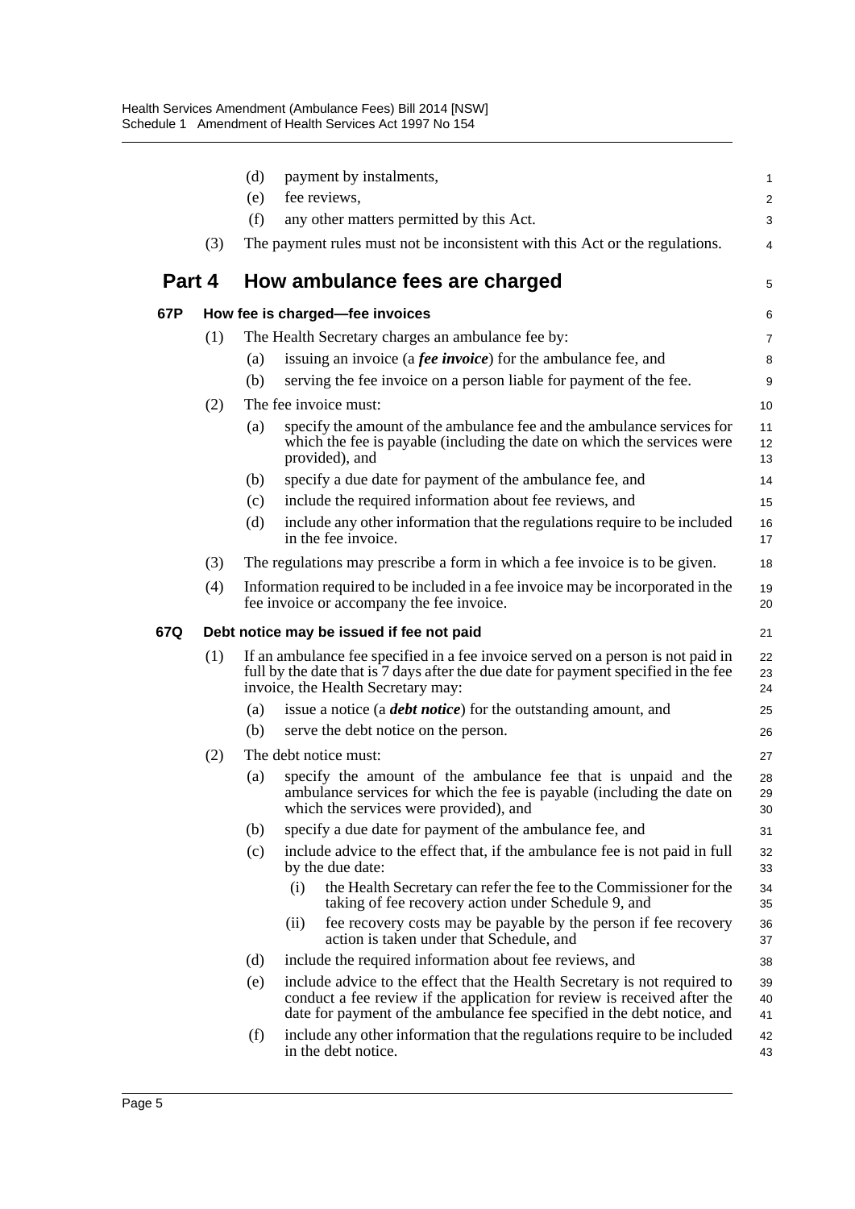(d) payment by instalments,

(e) fee reviews,

(f) any other matters permitted by this Act.

(3) The payment rules must not be inconsistent with this Act or the regulations.

## Part 4 How ambulance fees are charged

### 67P How fee is charged—fee invoices

(1) The Health Secretary charges an ambulance fee by:

(a) issuing an invoice (a ***fee invoice***) for the ambulance fee, and

(b) serving the fee invoice on a person liable for payment of the fee.

(2) The fee invoice must:

(a) specify the amount of the ambulance fee and the ambulance services for which the fee is payable (including the date on which the services were provided), and

(b) specify a due date for payment of the ambulance fee, and

(c) include the required information about fee reviews, and

(d) include any other information that the regulations require to be included in the fee invoice.

(3) The regulations may prescribe a form in which a fee invoice is to be given.

(4) Information required to be included in a fee invoice may be incorporated in the fee invoice or accompany the fee invoice.

### 67Q Debt notice may be issued if fee not paid

(1) If an ambulance fee specified in a fee invoice served on a person is not paid in full by the date that is 7 days after the due date for payment specified in the fee invoice, the Health Secretary may:

(a) issue a notice (a ***debt notice***) for the outstanding amount, and

(b) serve the debt notice on the person.

(2) The debt notice must:

(a) specify the amount of the ambulance fee that is unpaid and the ambulance services for which the fee is payable (including the date on which the services were provided), and

(b) specify a due date for payment of the ambulance fee, and

(c) include advice to the effect that, if the ambulance fee is not paid in full by the due date:

(i) the Health Secretary can refer the fee to the Commissioner for the taking of fee recovery action under Schedule 9, and

(ii) fee recovery costs may be payable by the person if fee recovery action is taken under that Schedule, and

(d) include the required information about fee reviews, and

(e) include advice to the effect that the Health Secretary is not required to conduct a fee review if the application for review is received after the date for payment of the ambulance fee specified in the debt notice, and

(f) include any other information that the regulations require to be included in the debt notice.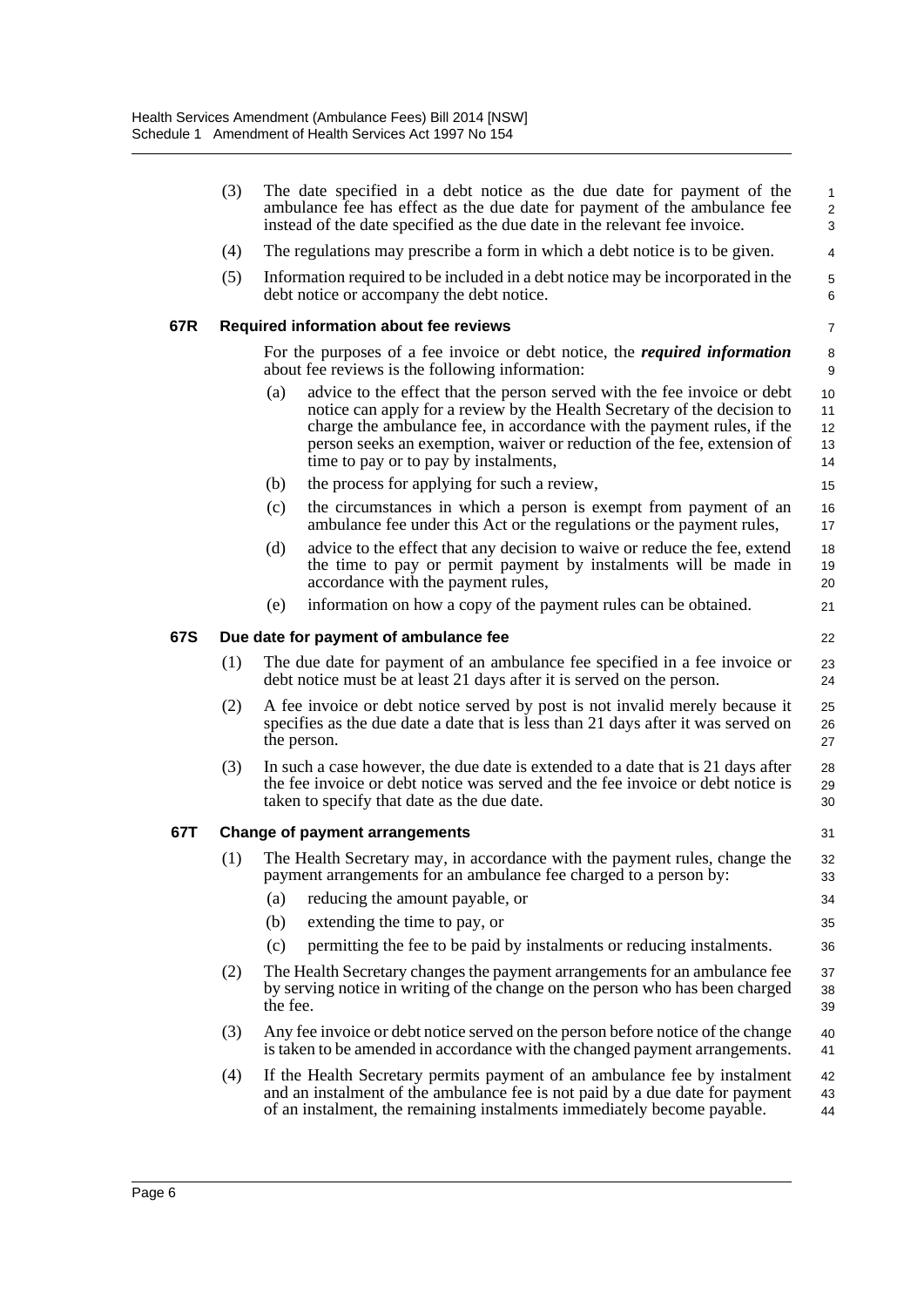(3) The date specified in a debt notice as the due date for payment of the ambulance fee has effect as the due date for payment of the ambulance fee instead of the date specified as the due date in the relevant fee invoice.

(4) The regulations may prescribe a form in which a debt notice is to be given.

(5) Information required to be included in a debt notice may be incorporated in the debt notice or accompany the debt notice.

### 67R Required information about fee reviews

For the purposes of a fee invoice or debt notice, the ***required information*** about fee reviews is the following information:

(a) advice to the effect that the person served with the fee invoice or debt notice can apply for a review by the Health Secretary of the decision to charge the ambulance fee, in accordance with the payment rules, if the person seeks an exemption, waiver or reduction of the fee, extension of time to pay or to pay by instalments,

(b) the process for applying for such a review,

(c) the circumstances in which a person is exempt from payment of an ambulance fee under this Act or the regulations or the payment rules,

(d) advice to the effect that any decision to waive or reduce the fee, extend the time to pay or permit payment by instalments will be made in accordance with the payment rules,

(e) information on how a copy of the payment rules can be obtained.

### 67S Due date for payment of ambulance fee

(1) The due date for payment of an ambulance fee specified in a fee invoice or debt notice must be at least 21 days after it is served on the person.

(2) A fee invoice or debt notice served by post is not invalid merely because it specifies as the due date a date that is less than 21 days after it was served on the person.

(3) In such a case however, the due date is extended to a date that is 21 days after the fee invoice or debt notice was served and the fee invoice or debt notice is taken to specify that date as the due date.

### 67T Change of payment arrangements

(1) The Health Secretary may, in accordance with the payment rules, change the payment arrangements for an ambulance fee charged to a person by:

(a) reducing the amount payable, or

(b) extending the time to pay, or

(c) permitting the fee to be paid by instalments or reducing instalments.

(2) The Health Secretary changes the payment arrangements for an ambulance fee by serving notice in writing of the change on the person who has been charged the fee.

(3) Any fee invoice or debt notice served on the person before notice of the change is taken to be amended in accordance with the changed payment arrangements.

(4) If the Health Secretary permits payment of an ambulance fee by instalment and an instalment of the ambulance fee is not paid by a due date for payment of an instalment, the remaining instalments immediately become payable.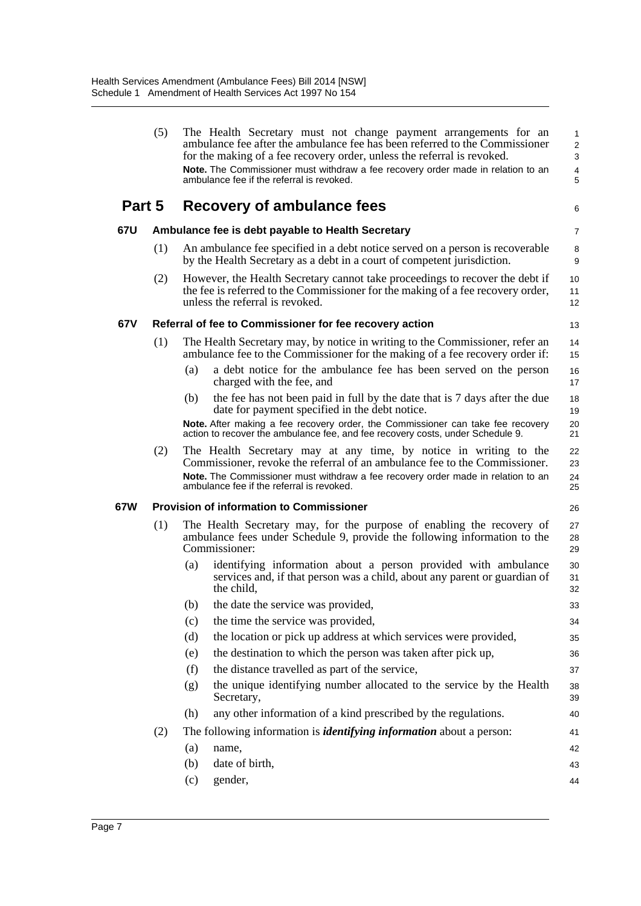(5) The Health Secretary must not change payment arrangements for an ambulance fee after the ambulance fee has been referred to the Commissioner for the making of a fee recovery order, unless the referral is revoked.

**Note.** The Commissioner must withdraw a fee recovery order made in relation to an ambulance fee if the referral is revoked.

## Part 5 Recovery of ambulance fees

### 67U Ambulance fee is debt payable to Health Secretary

(1) An ambulance fee specified in a debt notice served on a person is recoverable by the Health Secretary as a debt in a court of competent jurisdiction.

(2) However, the Health Secretary cannot take proceedings to recover the debt if the fee is referred to the Commissioner for the making of a fee recovery order, unless the referral is revoked.

### 67V Referral of fee to Commissioner for fee recovery action

(1) The Health Secretary may, by notice in writing to the Commissioner, refer an ambulance fee to the Commissioner for the making of a fee recovery order if:

- (a) a debt notice for the ambulance fee has been served on the person charged with the fee, and
- (b) the fee has not been paid in full by the date that is 7 days after the due date for payment specified in the debt notice.

**Note.** After making a fee recovery order, the Commissioner can take fee recovery action to recover the ambulance fee, and fee recovery costs, under Schedule 9.

(2) The Health Secretary may at any time, by notice in writing to the Commissioner, revoke the referral of an ambulance fee to the Commissioner.

**Note.** The Commissioner must withdraw a fee recovery order made in relation to an ambulance fee if the referral is revoked.

### 67W Provision of information to Commissioner

(1) The Health Secretary may, for the purpose of enabling the recovery of ambulance fees under Schedule 9, provide the following information to the Commissioner:

- (a) identifying information about a person provided with ambulance services and, if that person was a child, about any parent or guardian of the child,
- (b) the date the service was provided,
- (c) the time the service was provided,
- (d) the location or pick up address at which services were provided,
- (e) the destination to which the person was taken after pick up,
- (f) the distance travelled as part of the service,
- (g) the unique identifying number allocated to the service by the Health Secretary,
- (h) any other information of a kind prescribed by the regulations.

(2) The following information is ***identifying information*** about a person:

- (a) name,
- (b) date of birth,
- (c) gender,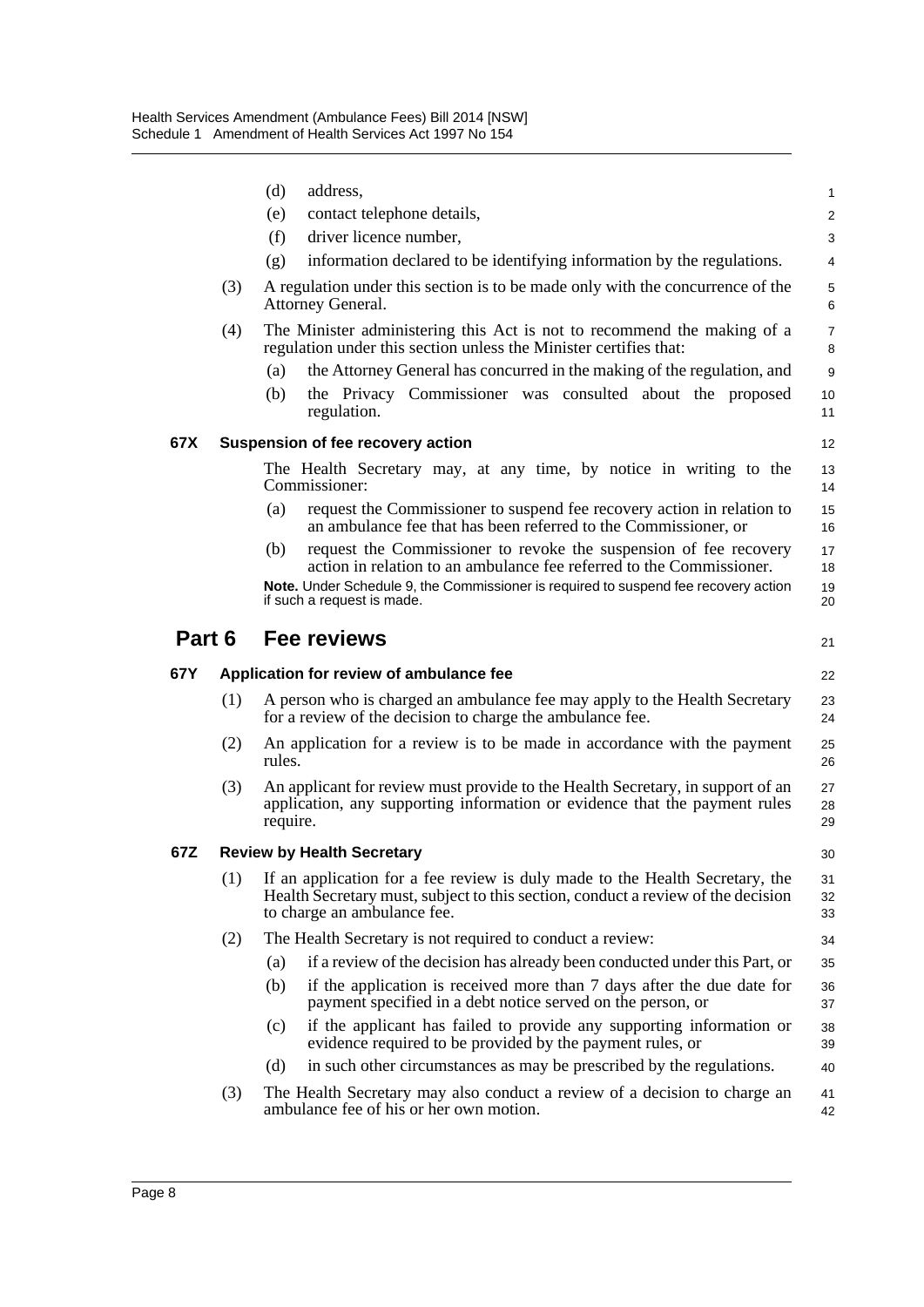(d) address,

(e) contact telephone details,

(f) driver licence number,

(g) information declared to be identifying information by the regulations.

(3) A regulation under this section is to be made only with the concurrence of the Attorney General.

(4) The Minister administering this Act is not to recommend the making of a regulation under this section unless the Minister certifies that:

(a) the Attorney General has concurred in the making of the regulation, and

(b) the Privacy Commissioner was consulted about the proposed regulation.

### 67X Suspension of fee recovery action

The Health Secretary may, at any time, by notice in writing to the Commissioner:

(a) request the Commissioner to suspend fee recovery action in relation to an ambulance fee that has been referred to the Commissioner, or

(b) request the Commissioner to revoke the suspension of fee recovery action in relation to an ambulance fee referred to the Commissioner.

**Note.** Under Schedule 9, the Commissioner is required to suspend fee recovery action if such a request is made.

## Part 6 Fee reviews

### 67Y Application for review of ambulance fee

(1) A person who is charged an ambulance fee may apply to the Health Secretary for a review of the decision to charge the ambulance fee.

(2) An application for a review is to be made in accordance with the payment rules.

(3) An applicant for review must provide to the Health Secretary, in support of an application, any supporting information or evidence that the payment rules require.

### 67Z Review by Health Secretary

(1) If an application for a fee review is duly made to the Health Secretary, the Health Secretary must, subject to this section, conduct a review of the decision to charge an ambulance fee.

(2) The Health Secretary is not required to conduct a review:

(a) if a review of the decision has already been conducted under this Part, or

(b) if the application is received more than 7 days after the due date for payment specified in a debt notice served on the person, or

(c) if the applicant has failed to provide any supporting information or evidence required to be provided by the payment rules, or

(d) in such other circumstances as may be prescribed by the regulations.

(3) The Health Secretary may also conduct a review of a decision to charge an ambulance fee of his or her own motion.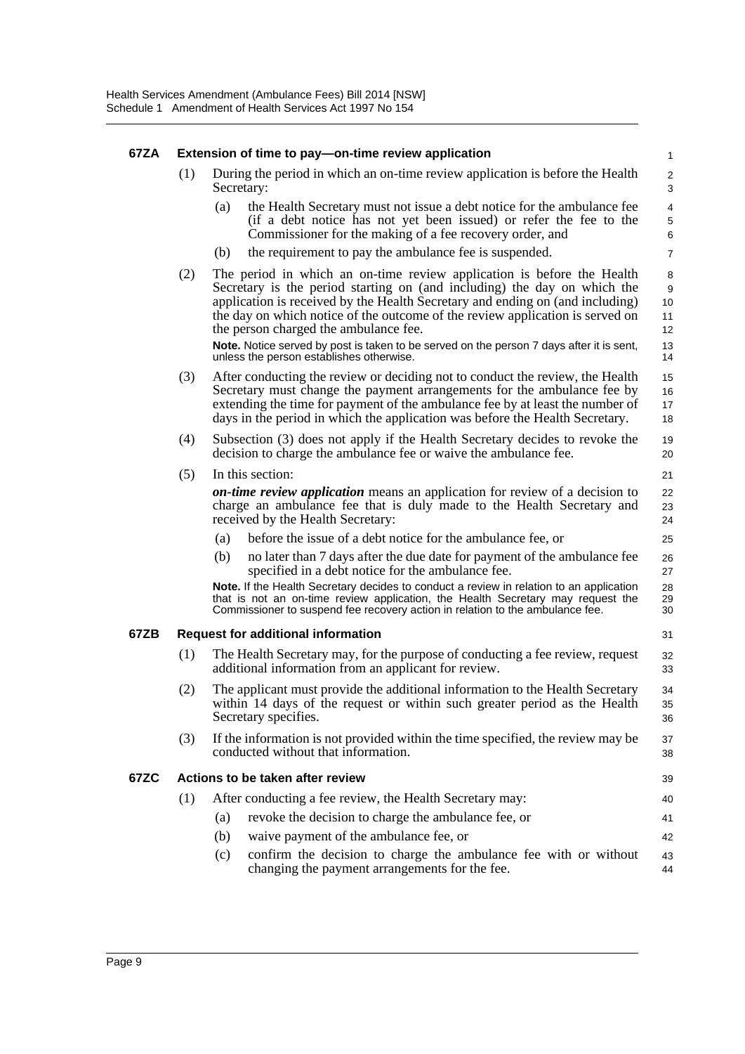#### 67ZA Extension of time to pay—on-time review application

(1) During the period in which an on-time review application is before the Health Secretary:

(a) the Health Secretary must not issue a debt notice for the ambulance fee (if a debt notice has not yet been issued) or refer the fee to the Commissioner for the making of a fee recovery order, and

(b) the requirement to pay the ambulance fee is suspended.

(2) The period in which an on-time review application is before the Health Secretary is the period starting on (and including) the day on which the application is received by the Health Secretary and ending on (and including) the day on which notice of the outcome of the review application is served on the person charged the ambulance fee.

**Note.** Notice served by post is taken to be served on the person 7 days after it is sent, unless the person establishes otherwise.

(3) After conducting the review or deciding not to conduct the review, the Health Secretary must change the payment arrangements for the ambulance fee by extending the time for payment of the ambulance fee by at least the number of days in the period in which the application was before the Health Secretary.

(4) Subsection (3) does not apply if the Health Secretary decides to revoke the decision to charge the ambulance fee or waive the ambulance fee.

(5) In this section:

***on-time review application*** means an application for review of a decision to charge an ambulance fee that is duly made to the Health Secretary and received by the Health Secretary:

(a) before the issue of a debt notice for the ambulance fee, or

(b) no later than 7 days after the due date for payment of the ambulance fee specified in a debt notice for the ambulance fee.

**Note.** If the Health Secretary decides to conduct a review in relation to an application that is not an on-time review application, the Health Secretary may request the Commissioner to suspend fee recovery action in relation to the ambulance fee.

#### 67ZB Request for additional information

(1) The Health Secretary may, for the purpose of conducting a fee review, request additional information from an applicant for review.

(2) The applicant must provide the additional information to the Health Secretary within 14 days of the request or within such greater period as the Health Secretary specifies.

(3) If the information is not provided within the time specified, the review may be conducted without that information.

#### 67ZC Actions to be taken after review

(1) After conducting a fee review, the Health Secretary may:

(a) revoke the decision to charge the ambulance fee, or

(b) waive payment of the ambulance fee, or

(c) confirm the decision to charge the ambulance fee with or without changing the payment arrangements for the fee.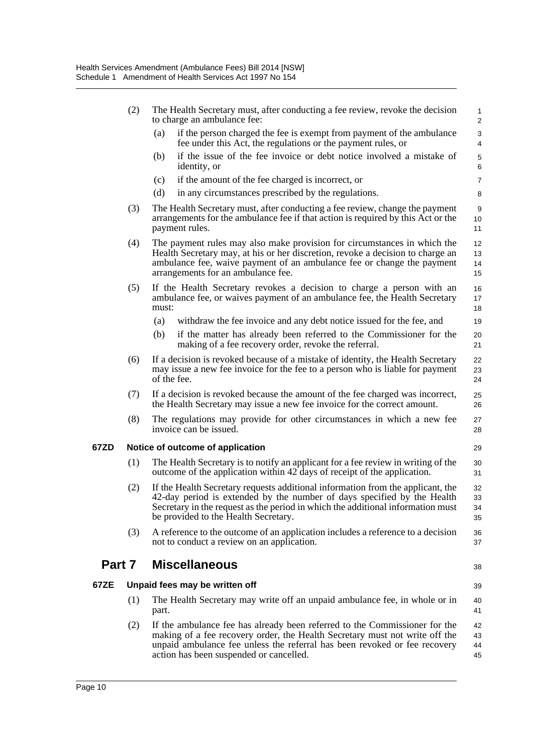(2) The Health Secretary must, after conducting a fee review, revoke the decision to charge an ambulance fee:

(a) if the person charged the fee is exempt from payment of the ambulance fee under this Act, the regulations or the payment rules, or

(b) if the issue of the fee invoice or debt notice involved a mistake of identity, or

(c) if the amount of the fee charged is incorrect, or

(d) in any circumstances prescribed by the regulations.

(3) The Health Secretary must, after conducting a fee review, change the payment arrangements for the ambulance fee if that action is required by this Act or the payment rules.

(4) The payment rules may also make provision for circumstances in which the Health Secretary may, at his or her discretion, revoke a decision to charge an ambulance fee, waive payment of an ambulance fee or change the payment arrangements for an ambulance fee.

(5) If the Health Secretary revokes a decision to charge a person with an ambulance fee, or waives payment of an ambulance fee, the Health Secretary must:

(a) withdraw the fee invoice and any debt notice issued for the fee, and

(b) if the matter has already been referred to the Commissioner for the making of a fee recovery order, revoke the referral.

(6) If a decision is revoked because of a mistake of identity, the Health Secretary may issue a new fee invoice for the fee to a person who is liable for payment of the fee.

(7) If a decision is revoked because the amount of the fee charged was incorrect, the Health Secretary may issue a new fee invoice for the correct amount.

(8) The regulations may provide for other circumstances in which a new fee invoice can be issued.

### 67ZD Notice of outcome of application

(1) The Health Secretary is to notify an applicant for a fee review in writing of the outcome of the application within 42 days of receipt of the application.

(2) If the Health Secretary requests additional information from the applicant, the 42-day period is extended by the number of days specified by the Health Secretary in the request as the period in which the additional information must be provided to the Health Secretary.

(3) A reference to the outcome of an application includes a reference to a decision not to conduct a review on an application.

## Part 7 Miscellaneous

### 67ZE Unpaid fees may be written off

(1) The Health Secretary may write off an unpaid ambulance fee, in whole or in part.

(2) If the ambulance fee has already been referred to the Commissioner for the making of a fee recovery order, the Health Secretary must not write off the unpaid ambulance fee unless the referral has been revoked or fee recovery action has been suspended or cancelled.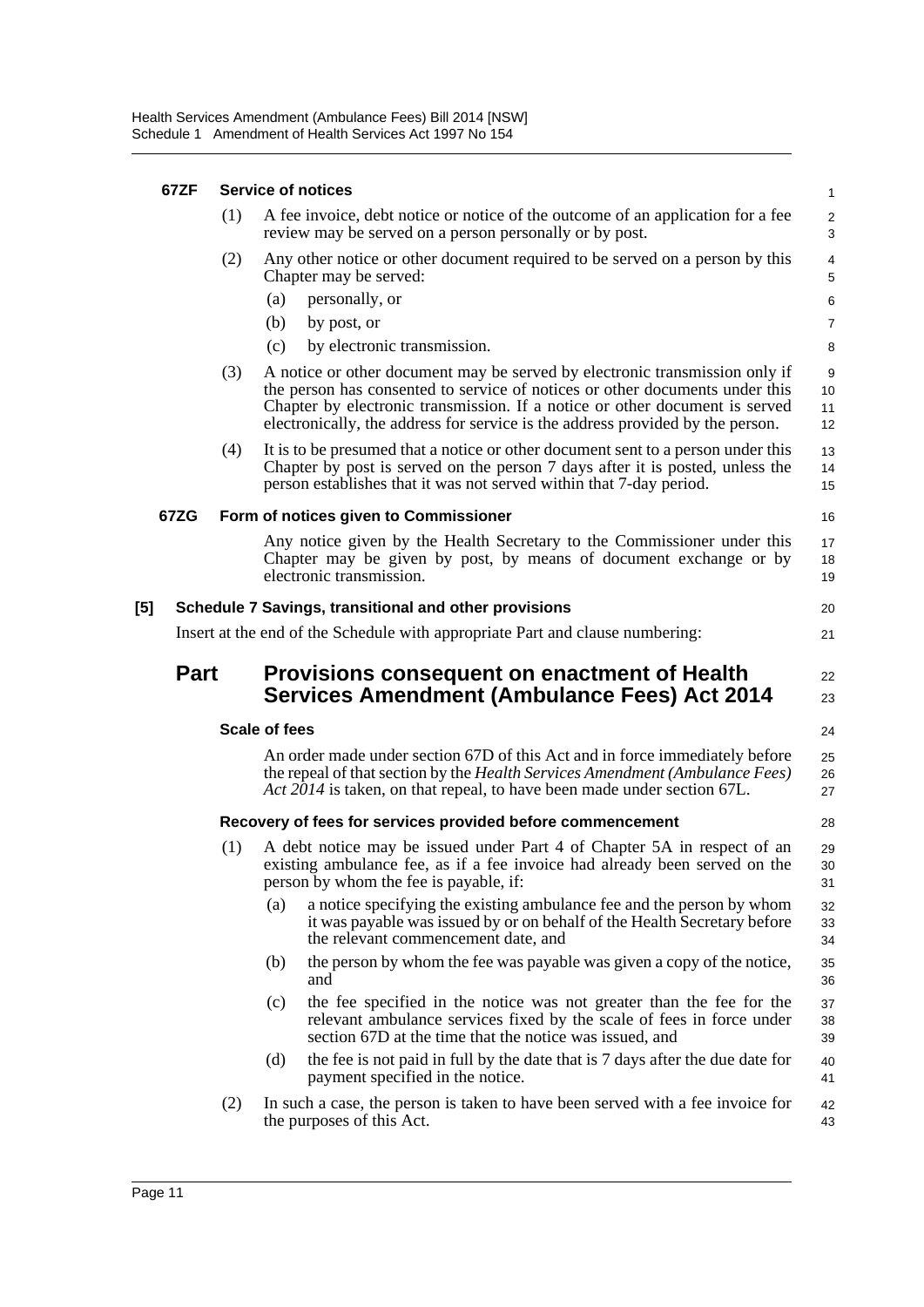**67ZF Service of notices**

(1) A fee invoice, debt notice or notice of the outcome of an application for a fee review may be served on a person personally or by post.

(2) Any other notice or other document required to be served on a person by this Chapter may be served:

(a) personally, or

(b) by post, or

(c) by electronic transmission.

(3) A notice or other document may be served by electronic transmission only if the person has consented to service of notices or other documents under this Chapter by electronic transmission. If a notice or other document is served electronically, the address for service is the address provided by the person.

(4) It is to be presumed that a notice or other document sent to a person under this Chapter by post is served on the person 7 days after it is posted, unless the person establishes that it was not served within that 7-day period.

**67ZG Form of notices given to Commissioner**

Any notice given by the Health Secretary to the Commissioner under this Chapter may be given by post, by means of document exchange or by electronic transmission.

**[5] Schedule 7 Savings, transitional and other provisions**

Insert at the end of the Schedule with appropriate Part and clause numbering:

## Part Provisions consequent on enactment of Health Services Amendment (Ambulance Fees) Act 2014

**Scale of fees**

An order made under section 67D of this Act and in force immediately before the repeal of that section by the *Health Services Amendment (Ambulance Fees) Act 2014* is taken, on that repeal, to have been made under section 67L.

**Recovery of fees for services provided before commencement**

(1) A debt notice may be issued under Part 4 of Chapter 5A in respect of an existing ambulance fee, as if a fee invoice had already been served on the person by whom the fee is payable, if:

(a) a notice specifying the existing ambulance fee and the person by whom it was payable was issued by or on behalf of the Health Secretary before the relevant commencement date, and

(b) the person by whom the fee was payable was given a copy of the notice, and

(c) the fee specified in the notice was not greater than the fee for the relevant ambulance services fixed by the scale of fees in force under section 67D at the time that the notice was issued, and

(d) the fee is not paid in full by the date that is 7 days after the due date for payment specified in the notice.

(2) In such a case, the person is taken to have been served with a fee invoice for the purposes of this Act.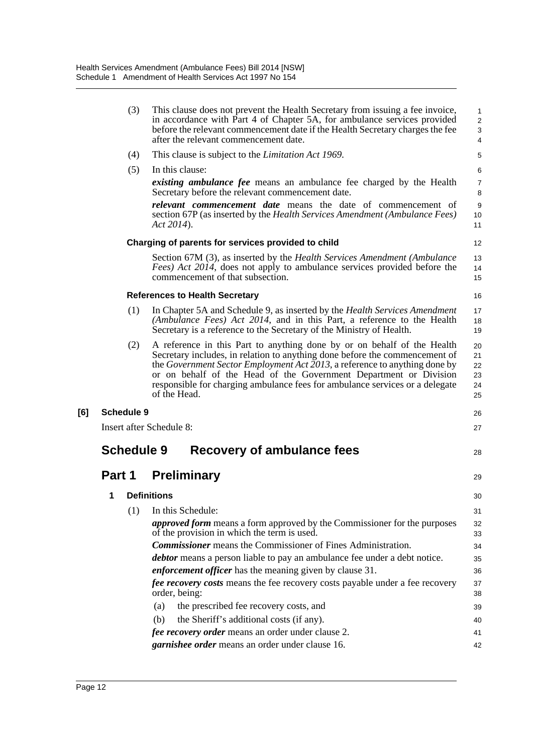(3) This clause does not prevent the Health Secretary from issuing a fee invoice, in accordance with Part 4 of Chapter 5A, for ambulance services provided before the relevant commencement date if the Health Secretary charges the fee after the relevant commencement date.

(4) This clause is subject to the *Limitation Act 1969*.

(5) In this clause:

***existing ambulance fee*** means an ambulance fee charged by the Health Secretary before the relevant commencement date.

***relevant commencement date*** means the date of commencement of section 67P (as inserted by the *Health Services Amendment (Ambulance Fees) Act 2014*).

**Charging of parents for services provided to child**

Section 67M (3), as inserted by the *Health Services Amendment (Ambulance Fees) Act 2014*, does not apply to ambulance services provided before the commencement of that subsection.

**References to Health Secretary**

(1) In Chapter 5A and Schedule 9, as inserted by the *Health Services Amendment (Ambulance Fees) Act 2014*, and in this Part, a reference to the Health Secretary is a reference to the Secretary of the Ministry of Health.

(2) A reference in this Part to anything done by or on behalf of the Health Secretary includes, in relation to anything done before the commencement of the *Government Sector Employment Act 2013*, a reference to anything done by or on behalf of the Head of the Government Department or Division responsible for charging ambulance fees for ambulance services or a delegate of the Head.

**[6] Schedule 9**

Insert after Schedule 8:

# Schedule 9 Recovery of ambulance fees

## Part 1 Preliminary

### 1 Definitions

(1) In this Schedule:

***approved form*** means a form approved by the Commissioner for the purposes of the provision in which the term is used.

***Commissioner*** means the Commissioner of Fines Administration.

***debtor*** means a person liable to pay an ambulance fee under a debt notice.

***enforcement officer*** has the meaning given by clause 31.

***fee recovery costs*** means the fee recovery costs payable under a fee recovery order, being:

(a) the prescribed fee recovery costs, and

(b) the Sheriff's additional costs (if any).

***fee recovery order*** means an order under clause 2.

***garnishee order*** means an order under clause 16.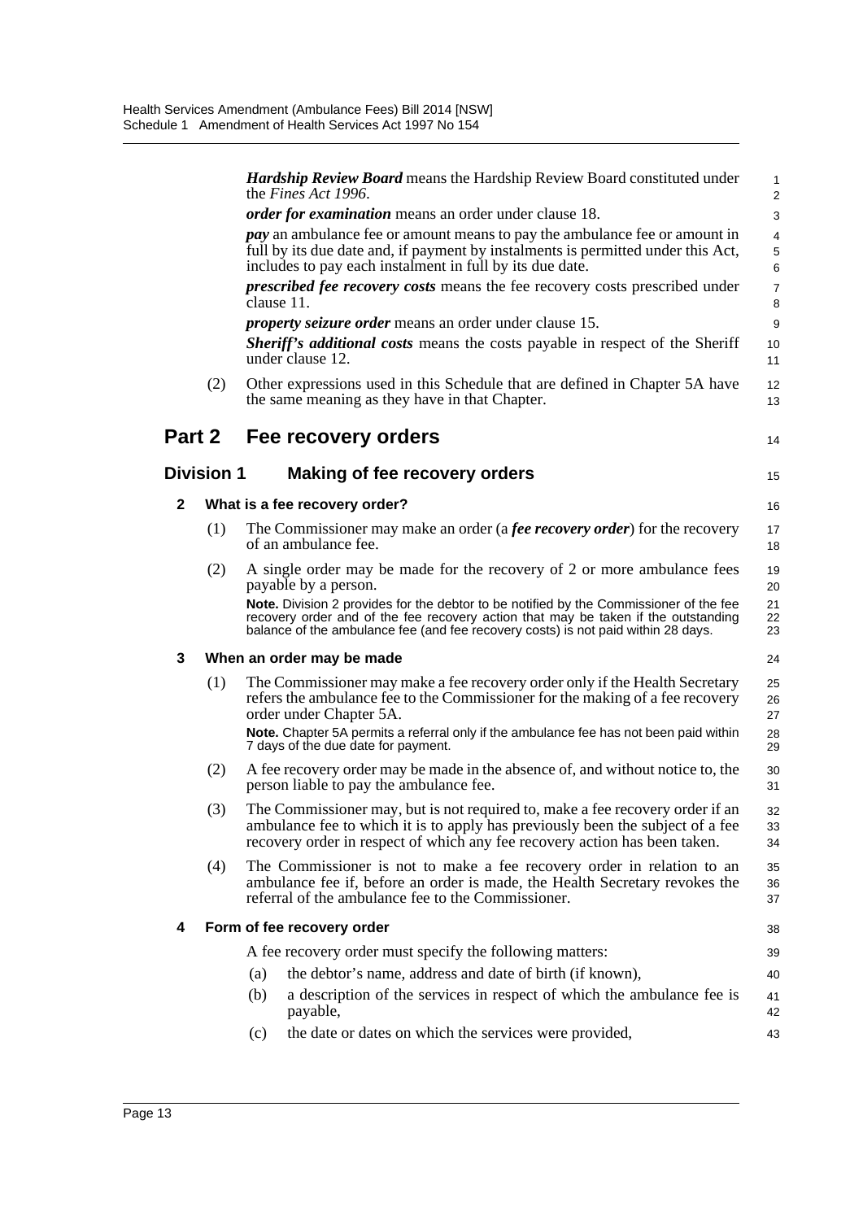***Hardship Review Board*** means the Hardship Review Board constituted under the *Fines Act 1996*.

***order for examination*** means an order under clause 18.

***pay*** an ambulance fee or amount means to pay the ambulance fee or amount in full by its due date and, if payment by instalments is permitted under this Act, includes to pay each instalment in full by its due date.

***prescribed fee recovery costs*** means the fee recovery costs prescribed under clause 11.

***property seizure order*** means an order under clause 15.

***Sheriff's additional costs*** means the costs payable in respect of the Sheriff under clause 12.

(2) Other expressions used in this Schedule that are defined in Chapter 5A have the same meaning as they have in that Chapter.

## Part 2 Fee recovery orders

### Division 1 Making of fee recovery orders

#### 2 What is a fee recovery order?

(1) The Commissioner may make an order (a ***fee recovery order***) for the recovery of an ambulance fee.

(2) A single order may be made for the recovery of 2 or more ambulance fees payable by a person.

**Note.** Division 2 provides for the debtor to be notified by the Commissioner of the fee recovery order and of the fee recovery action that may be taken if the outstanding balance of the ambulance fee (and fee recovery costs) is not paid within 28 days.

#### 3 When an order may be made

(1) The Commissioner may make a fee recovery order only if the Health Secretary refers the ambulance fee to the Commissioner for the making of a fee recovery order under Chapter 5A.

**Note.** Chapter 5A permits a referral only if the ambulance fee has not been paid within 7 days of the due date for payment.

(2) A fee recovery order may be made in the absence of, and without notice to, the person liable to pay the ambulance fee.

(3) The Commissioner may, but is not required to, make a fee recovery order if an ambulance fee to which it is to apply has previously been the subject of a fee recovery order in respect of which any fee recovery action has been taken.

(4) The Commissioner is not to make a fee recovery order in relation to an ambulance fee if, before an order is made, the Health Secretary revokes the referral of the ambulance fee to the Commissioner.

#### 4 Form of fee recovery order

A fee recovery order must specify the following matters:

(a) the debtor's name, address and date of birth (if known),

(b) a description of the services in respect of which the ambulance fee is payable,

(c) the date or dates on which the services were provided,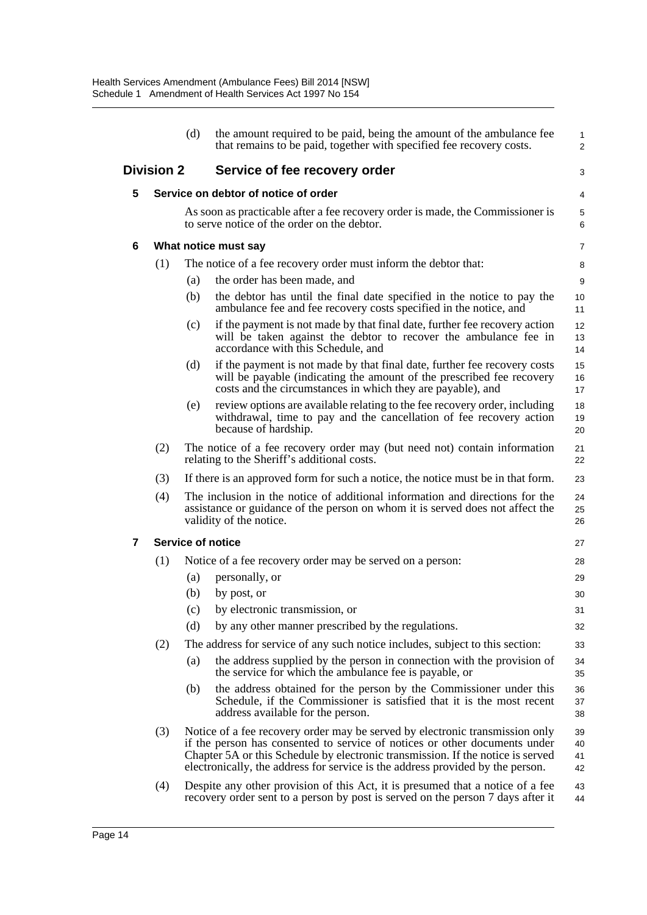(d) the amount required to be paid, being the amount of the ambulance fee that remains to be paid, together with specified fee recovery costs.

## Division 2 Service of fee recovery order

### 5 Service on debtor of notice of order

As soon as practicable after a fee recovery order is made, the Commissioner is to serve notice of the order on the debtor.

### 6 What notice must say

(1) The notice of a fee recovery order must inform the debtor that:

(a) the order has been made, and

(b) the debtor has until the final date specified in the notice to pay the ambulance fee and fee recovery costs specified in the notice, and

(c) if the payment is not made by that final date, further fee recovery action will be taken against the debtor to recover the ambulance fee in accordance with this Schedule, and

(d) if the payment is not made by that final date, further fee recovery costs will be payable (indicating the amount of the prescribed fee recovery costs and the circumstances in which they are payable), and

(e) review options are available relating to the fee recovery order, including withdrawal, time to pay and the cancellation of fee recovery action because of hardship.

(2) The notice of a fee recovery order may (but need not) contain information relating to the Sheriff's additional costs.

(3) If there is an approved form for such a notice, the notice must be in that form.

(4) The inclusion in the notice of additional information and directions for the assistance or guidance of the person on whom it is served does not affect the validity of the notice.

### 7 Service of notice

(1) Notice of a fee recovery order may be served on a person:

(a) personally, or

(b) by post, or

(c) by electronic transmission, or

(d) by any other manner prescribed by the regulations.

(2) The address for service of any such notice includes, subject to this section:

(a) the address supplied by the person in connection with the provision of the service for which the ambulance fee is payable, or

(b) the address obtained for the person by the Commissioner under this Schedule, if the Commissioner is satisfied that it is the most recent address available for the person.

(3) Notice of a fee recovery order may be served by electronic transmission only if the person has consented to service of notices or other documents under Chapter 5A or this Schedule by electronic transmission. If the notice is served electronically, the address for service is the address provided by the person.

(4) Despite any other provision of this Act, it is presumed that a notice of a fee recovery order sent to a person by post is served on the person 7 days after it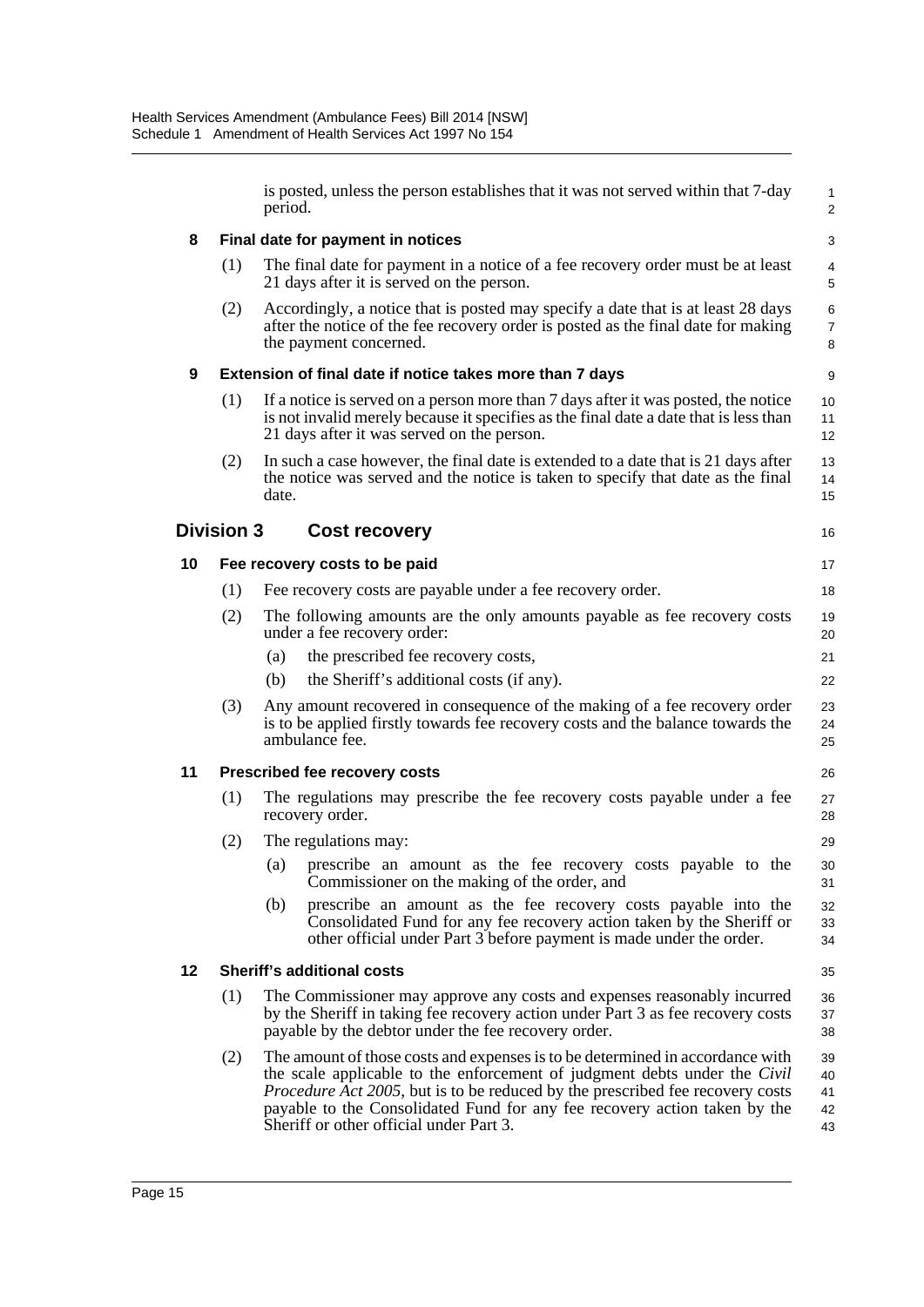is posted, unless the person establishes that it was not served within that 7-day period.

**8 Final date for payment in notices**

(1) The final date for payment in a notice of a fee recovery order must be at least 21 days after it is served on the person.

(2) Accordingly, a notice that is posted may specify a date that is at least 28 days after the notice of the fee recovery order is posted as the final date for making the payment concerned.

**9 Extension of final date if notice takes more than 7 days**

(1) If a notice is served on a person more than 7 days after it was posted, the notice is not invalid merely because it specifies as the final date a date that is less than 21 days after it was served on the person.

(2) In such a case however, the final date is extended to a date that is 21 days after the notice was served and the notice is taken to specify that date as the final date.

## Division 3 Cost recovery

**10 Fee recovery costs to be paid**

(1) Fee recovery costs are payable under a fee recovery order.

(2) The following amounts are the only amounts payable as fee recovery costs under a fee recovery order:

(a) the prescribed fee recovery costs,

(b) the Sheriff's additional costs (if any).

(3) Any amount recovered in consequence of the making of a fee recovery order is to be applied firstly towards fee recovery costs and the balance towards the ambulance fee.

**11 Prescribed fee recovery costs**

(1) The regulations may prescribe the fee recovery costs payable under a fee recovery order.

(2) The regulations may:

(a) prescribe an amount as the fee recovery costs payable to the Commissioner on the making of the order, and

(b) prescribe an amount as the fee recovery costs payable into the Consolidated Fund for any fee recovery action taken by the Sheriff or other official under Part 3 before payment is made under the order.

**12 Sheriff's additional costs**

(1) The Commissioner may approve any costs and expenses reasonably incurred by the Sheriff in taking fee recovery action under Part 3 as fee recovery costs payable by the debtor under the fee recovery order.

(2) The amount of those costs and expenses is to be determined in accordance with the scale applicable to the enforcement of judgment debts under the *Civil Procedure Act 2005*, but is to be reduced by the prescribed fee recovery costs payable to the Consolidated Fund for any fee recovery action taken by the Sheriff or other official under Part 3.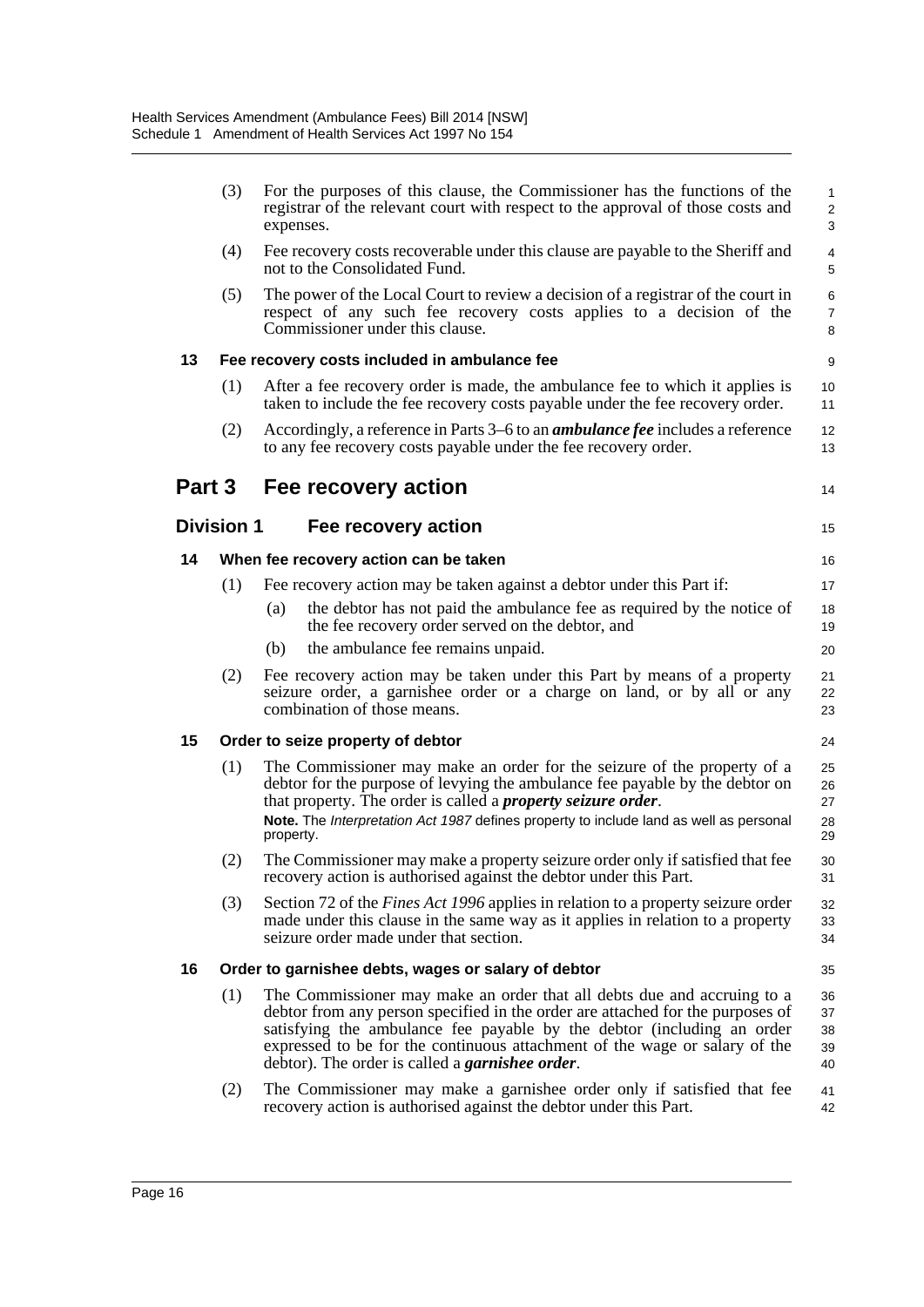(3) For the purposes of this clause, the Commissioner has the functions of the registrar of the relevant court with respect to the approval of those costs and expenses.

(4) Fee recovery costs recoverable under this clause are payable to the Sheriff and not to the Consolidated Fund.

(5) The power of the Local Court to review a decision of a registrar of the court in respect of any such fee recovery costs applies to a decision of the Commissioner under this clause.

#### 13 Fee recovery costs included in ambulance fee

(1) After a fee recovery order is made, the ambulance fee to which it applies is taken to include the fee recovery costs payable under the fee recovery order.

(2) Accordingly, a reference in Parts 3–6 to an ***ambulance fee*** includes a reference to any fee recovery costs payable under the fee recovery order.

## Part 3 Fee recovery action

### Division 1 Fee recovery action

#### 14 When fee recovery action can be taken

(1) Fee recovery action may be taken against a debtor under this Part if:

(a) the debtor has not paid the ambulance fee as required by the notice of the fee recovery order served on the debtor, and

(b) the ambulance fee remains unpaid.

(2) Fee recovery action may be taken under this Part by means of a property seizure order, a garnishee order or a charge on land, or by all or any combination of those means.

#### 15 Order to seize property of debtor

(1) The Commissioner may make an order for the seizure of the property of a debtor for the purpose of levying the ambulance fee payable by the debtor on that property. The order is called a ***property seizure order***.

**Note.** The *Interpretation Act 1987* defines property to include land as well as personal property.

(2) The Commissioner may make a property seizure order only if satisfied that fee recovery action is authorised against the debtor under this Part.

(3) Section 72 of the *Fines Act 1996* applies in relation to a property seizure order made under this clause in the same way as it applies in relation to a property seizure order made under that section.

#### 16 Order to garnishee debts, wages or salary of debtor

(1) The Commissioner may make an order that all debts due and accruing to a debtor from any person specified in the order are attached for the purposes of satisfying the ambulance fee payable by the debtor (including an order expressed to be for the continuous attachment of the wage or salary of the debtor). The order is called a ***garnishee order***.

(2) The Commissioner may make a garnishee order only if satisfied that fee recovery action is authorised against the debtor under this Part.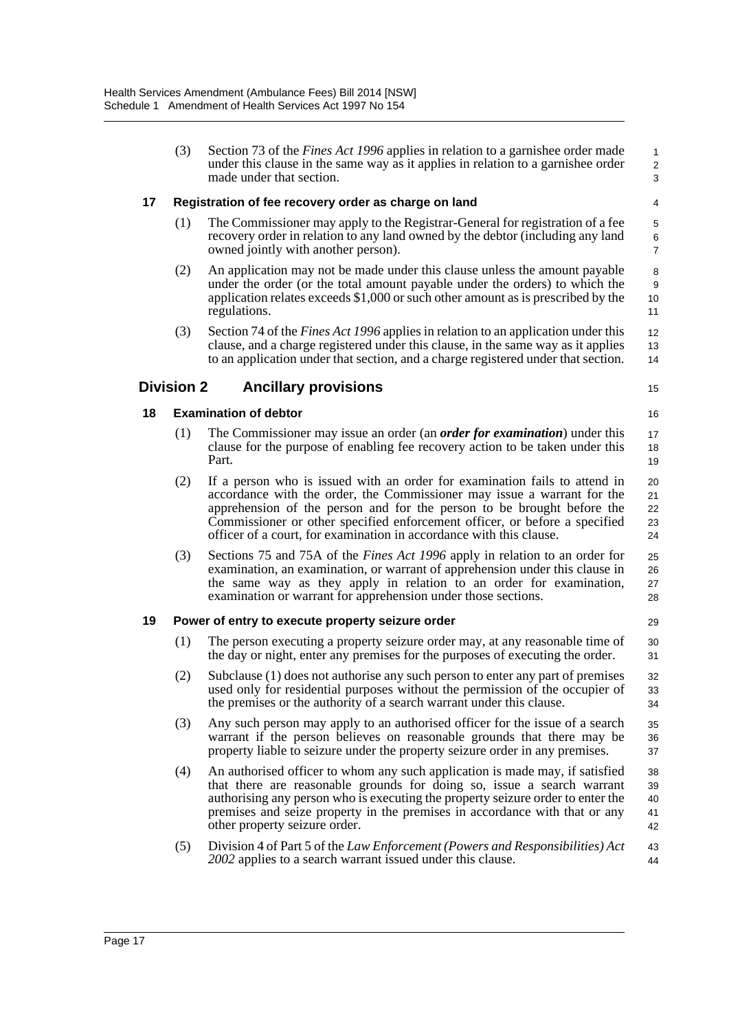(3) Section 73 of the *Fines Act 1996* applies in relation to a garnishee order made under this clause in the same way as it applies in relation to a garnishee order made under that section.

**17 Registration of fee recovery order as charge on land**

(1) The Commissioner may apply to the Registrar-General for registration of a fee recovery order in relation to any land owned by the debtor (including any land owned jointly with another person).

(2) An application may not be made under this clause unless the amount payable under the order (or the total amount payable under the orders) to which the application relates exceeds $1,000 or such other amount as is prescribed by the regulations.

(3) Section 74 of the *Fines Act 1996* applies in relation to an application under this clause, and a charge registered under this clause, in the same way as it applies to an application under that section, and a charge registered under that section.

## Division 2 Ancillary provisions

**18 Examination of debtor**

(1) The Commissioner may issue an order (an ***order for examination***) under this clause for the purpose of enabling fee recovery action to be taken under this Part.

(2) If a person who is issued with an order for examination fails to attend in accordance with the order, the Commissioner may issue a warrant for the apprehension of the person and for the person to be brought before the Commissioner or other specified enforcement officer, or before a specified officer of a court, for examination in accordance with this clause.

(3) Sections 75 and 75A of the *Fines Act 1996* apply in relation to an order for examination, an examination, or warrant of apprehension under this clause in the same way as they apply in relation to an order for examination, examination or warrant for apprehension under those sections.

**19 Power of entry to execute property seizure order**

(1) The person executing a property seizure order may, at any reasonable time of the day or night, enter any premises for the purposes of executing the order.

(2) Subclause (1) does not authorise any such person to enter any part of premises used only for residential purposes without the permission of the occupier of the premises or the authority of a search warrant under this clause.

(3) Any such person may apply to an authorised officer for the issue of a search warrant if the person believes on reasonable grounds that there may be property liable to seizure under the property seizure order in any premises.

(4) An authorised officer to whom any such application is made may, if satisfied that there are reasonable grounds for doing so, issue a search warrant authorising any person who is executing the property seizure order to enter the premises and seize property in the premises in accordance with that or any other property seizure order.

(5) Division 4 of Part 5 of the *Law Enforcement (Powers and Responsibilities) Act 2002* applies to a search warrant issued under this clause.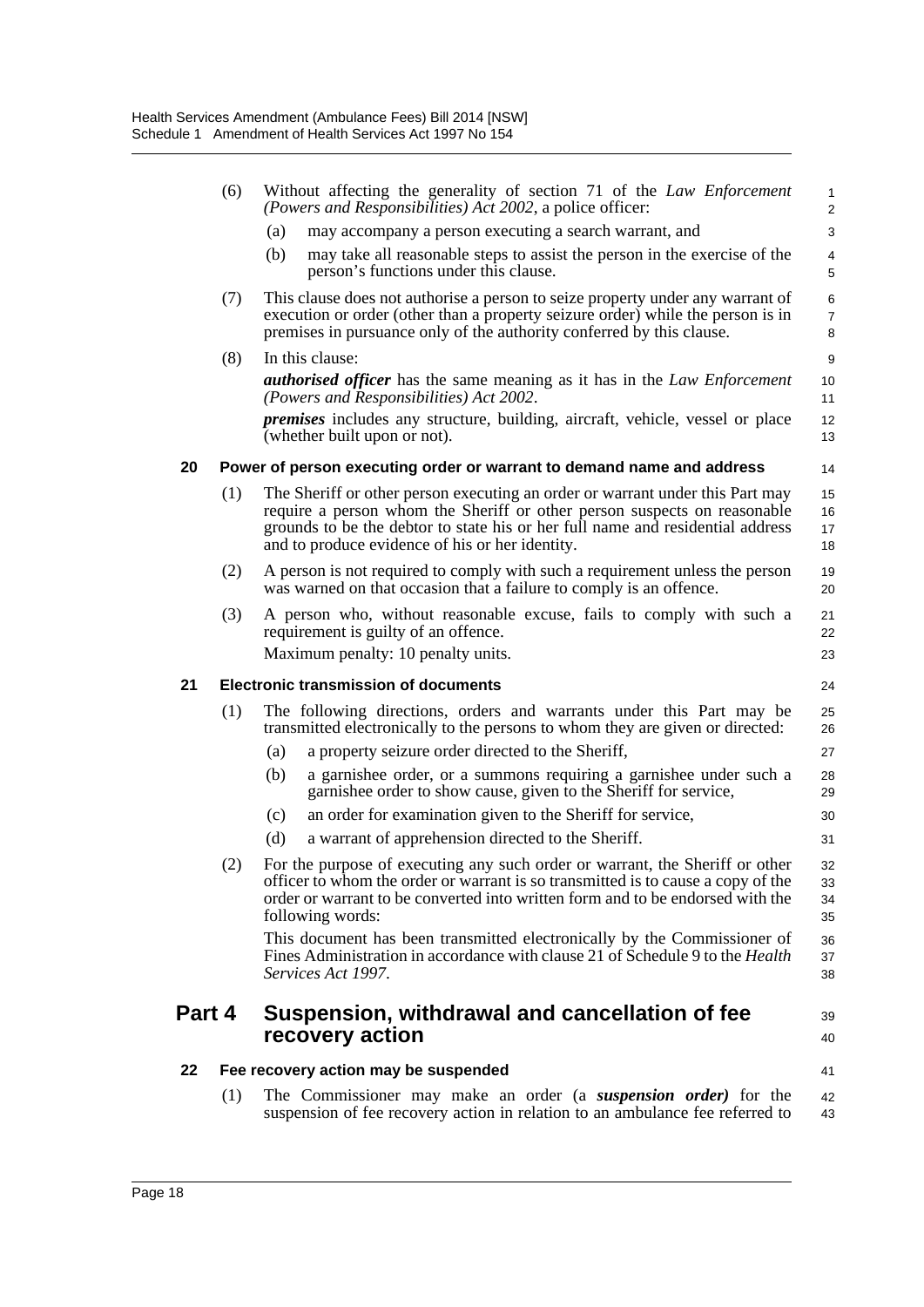(6) Without affecting the generality of section 71 of the *Law Enforcement (Powers and Responsibilities) Act 2002*, a police officer:

(a) may accompany a person executing a search warrant, and

(b) may take all reasonable steps to assist the person in the exercise of the person's functions under this clause.

(7) This clause does not authorise a person to seize property under any warrant of execution or order (other than a property seizure order) while the person is in premises in pursuance only of the authority conferred by this clause.

(8) In this clause:

***authorised officer*** has the same meaning as it has in the *Law Enforcement (Powers and Responsibilities) Act 2002*.

***premises*** includes any structure, building, aircraft, vehicle, vessel or place (whether built upon or not).

### 20 Power of person executing order or warrant to demand name and address

(1) The Sheriff or other person executing an order or warrant under this Part may require a person whom the Sheriff or other person suspects on reasonable grounds to be the debtor to state his or her full name and residential address and to produce evidence of his or her identity.

(2) A person is not required to comply with such a requirement unless the person was warned on that occasion that a failure to comply is an offence.

(3) A person who, without reasonable excuse, fails to comply with such a requirement is guilty of an offence.

Maximum penalty: 10 penalty units.

### 21 Electronic transmission of documents

(1) The following directions, orders and warrants under this Part may be transmitted electronically to the persons to whom they are given or directed:

(a) a property seizure order directed to the Sheriff,

(b) a garnishee order, or a summons requiring a garnishee under such a garnishee order to show cause, given to the Sheriff for service,

(c) an order for examination given to the Sheriff for service,

(d) a warrant of apprehension directed to the Sheriff.

(2) For the purpose of executing any such order or warrant, the Sheriff or other officer to whom the order or warrant is so transmitted is to cause a copy of the order or warrant to be converted into written form and to be endorsed with the following words:

This document has been transmitted electronically by the Commissioner of Fines Administration in accordance with clause 21 of Schedule 9 to the *Health Services Act 1997*.

## Part 4 Suspension, withdrawal and cancellation of fee recovery action

### 22 Fee recovery action may be suspended

(1) The Commissioner may make an order (a ***suspension order)*** for the suspension of fee recovery action in relation to an ambulance fee referred to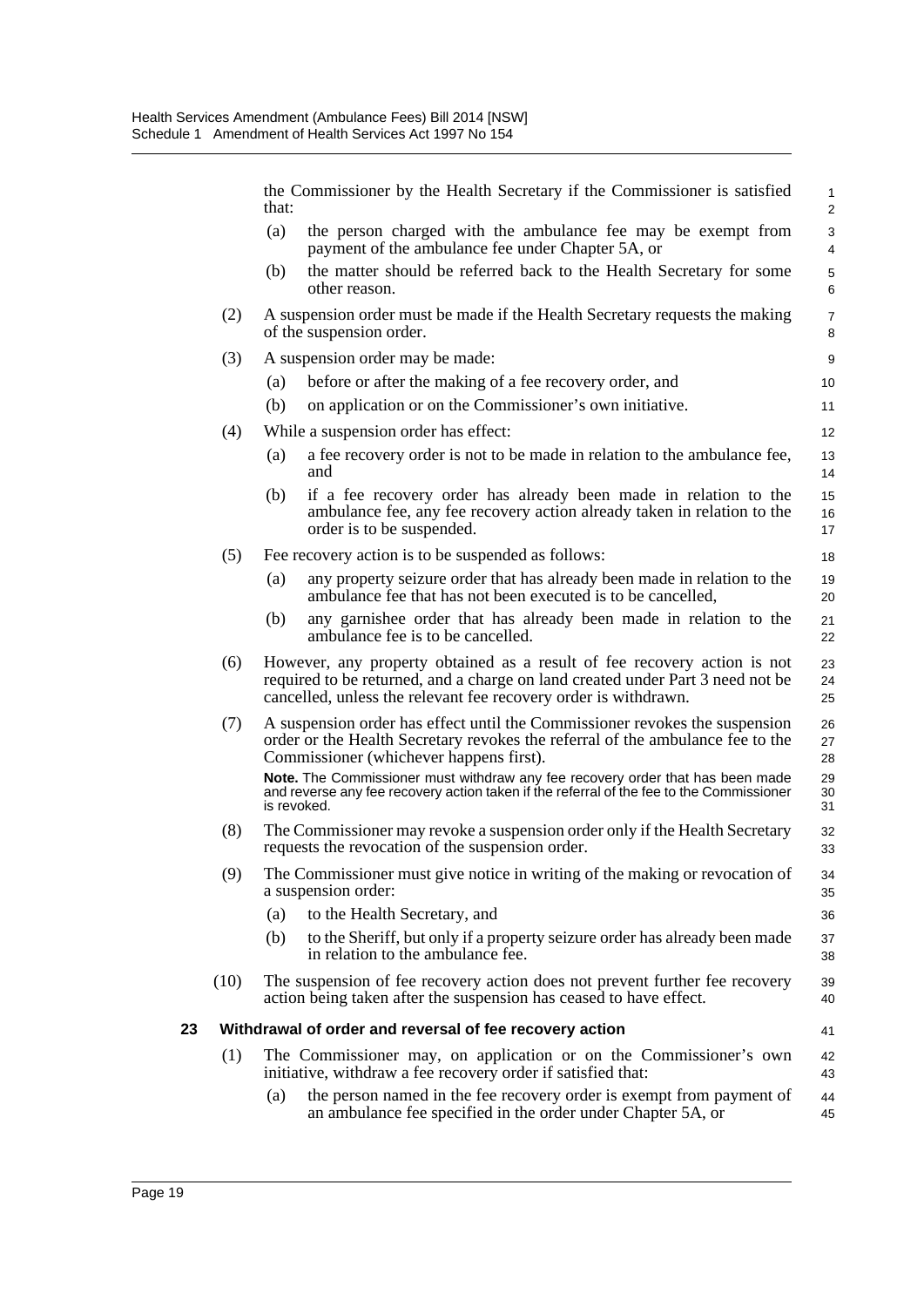the Commissioner by the Health Secretary if the Commissioner is satisfied that:

(a) the person charged with the ambulance fee may be exempt from payment of the ambulance fee under Chapter 5A, or

(b) the matter should be referred back to the Health Secretary for some other reason.

(2) A suspension order must be made if the Health Secretary requests the making of the suspension order.

(3) A suspension order may be made:

(a) before or after the making of a fee recovery order, and

(b) on application or on the Commissioner's own initiative.

(4) While a suspension order has effect:

(a) a fee recovery order is not to be made in relation to the ambulance fee, and

(b) if a fee recovery order has already been made in relation to the ambulance fee, any fee recovery action already taken in relation to the order is to be suspended.

(5) Fee recovery action is to be suspended as follows:

(a) any property seizure order that has already been made in relation to the ambulance fee that has not been executed is to be cancelled,

(b) any garnishee order that has already been made in relation to the ambulance fee is to be cancelled.

(6) However, any property obtained as a result of fee recovery action is not required to be returned, and a charge on land created under Part 3 need not be cancelled, unless the relevant fee recovery order is withdrawn.

(7) A suspension order has effect until the Commissioner revokes the suspension order or the Health Secretary revokes the referral of the ambulance fee to the Commissioner (whichever happens first).

**Note.** The Commissioner must withdraw any fee recovery order that has been made and reverse any fee recovery action taken if the referral of the fee to the Commissioner is revoked.

(8) The Commissioner may revoke a suspension order only if the Health Secretary requests the revocation of the suspension order.

(9) The Commissioner must give notice in writing of the making or revocation of a suspension order:

(a) to the Health Secretary, and

(b) to the Sheriff, but only if a property seizure order has already been made in relation to the ambulance fee.

(10) The suspension of fee recovery action does not prevent further fee recovery action being taken after the suspension has ceased to have effect.

### 23 Withdrawal of order and reversal of fee recovery action

(1) The Commissioner may, on application or on the Commissioner's own initiative, withdraw a fee recovery order if satisfied that:

(a) the person named in the fee recovery order is exempt from payment of an ambulance fee specified in the order under Chapter 5A, or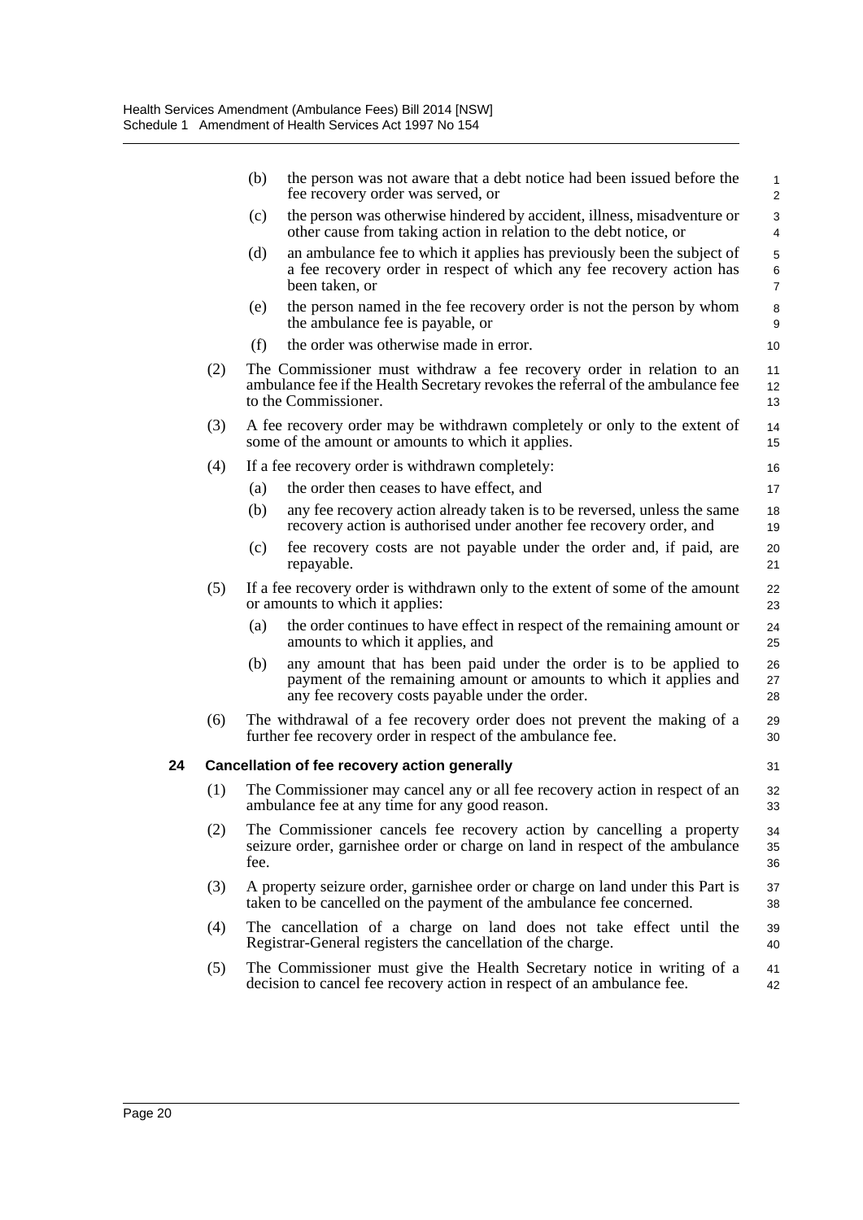(b) the person was not aware that a debt notice had been issued before the fee recovery order was served, or

(c) the person was otherwise hindered by accident, illness, misadventure or other cause from taking action in relation to the debt notice, or

(d) an ambulance fee to which it applies has previously been the subject of a fee recovery order in respect of which any fee recovery action has been taken, or

(e) the person named in the fee recovery order is not the person by whom the ambulance fee is payable, or

(f) the order was otherwise made in error.

(2) The Commissioner must withdraw a fee recovery order in relation to an ambulance fee if the Health Secretary revokes the referral of the ambulance fee to the Commissioner.

(3) A fee recovery order may be withdrawn completely or only to the extent of some of the amount or amounts to which it applies.

(4) If a fee recovery order is withdrawn completely:

(a) the order then ceases to have effect, and

(b) any fee recovery action already taken is to be reversed, unless the same recovery action is authorised under another fee recovery order, and

(c) fee recovery costs are not payable under the order and, if paid, are repayable.

(5) If a fee recovery order is withdrawn only to the extent of some of the amount or amounts to which it applies:

(a) the order continues to have effect in respect of the remaining amount or amounts to which it applies, and

(b) any amount that has been paid under the order is to be applied to payment of the remaining amount or amounts to which it applies and any fee recovery costs payable under the order.

(6) The withdrawal of a fee recovery order does not prevent the making of a further fee recovery order in respect of the ambulance fee.

**24 Cancellation of fee recovery action generally**

(1) The Commissioner may cancel any or all fee recovery action in respect of an ambulance fee at any time for any good reason.

(2) The Commissioner cancels fee recovery action by cancelling a property seizure order, garnishee order or charge on land in respect of the ambulance fee.

(3) A property seizure order, garnishee order or charge on land under this Part is taken to be cancelled on the payment of the ambulance fee concerned.

(4) The cancellation of a charge on land does not take effect until the Registrar-General registers the cancellation of the charge.

(5) The Commissioner must give the Health Secretary notice in writing of a decision to cancel fee recovery action in respect of an ambulance fee.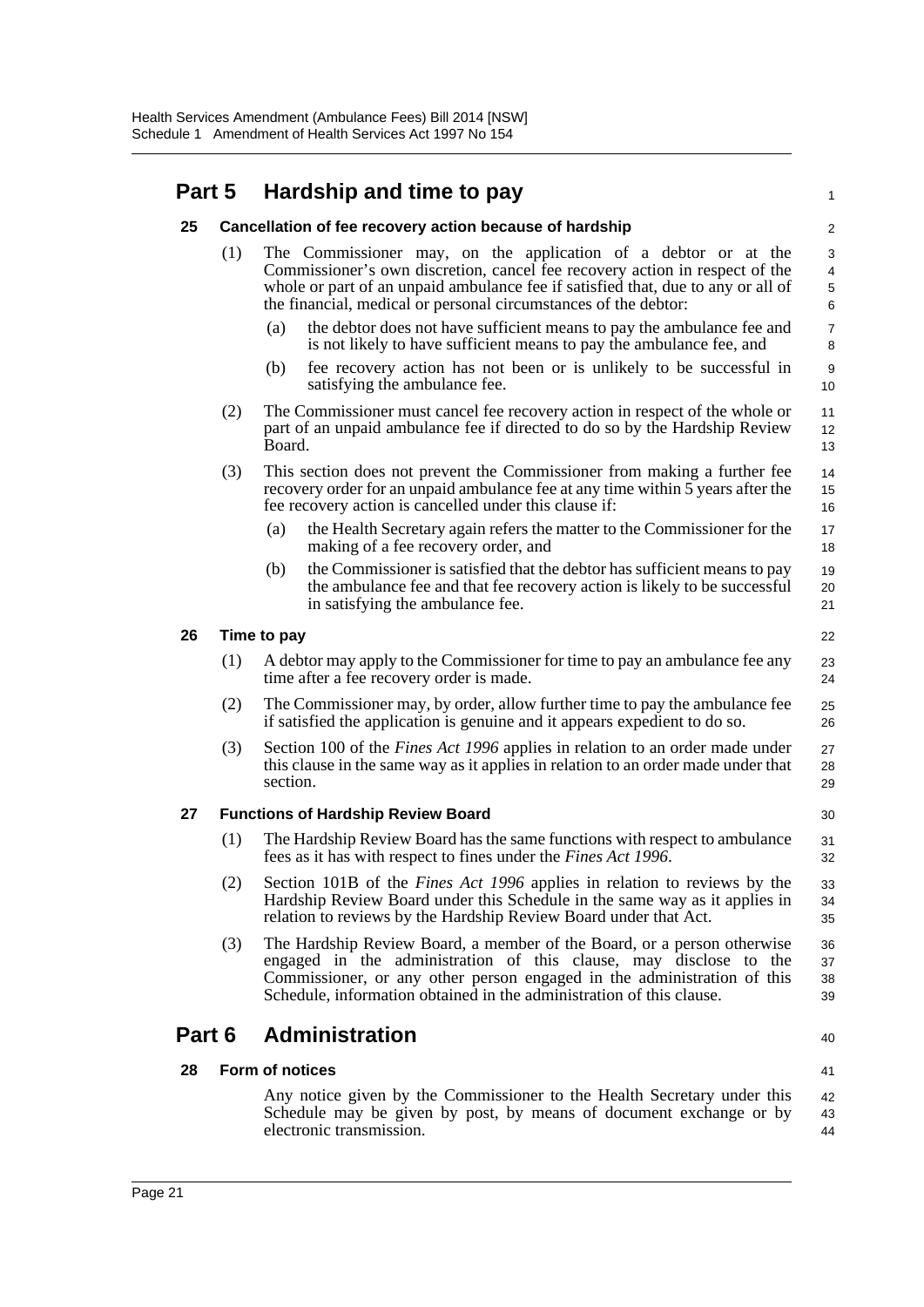## Part 5 Hardship and time to pay

### 25 Cancellation of fee recovery action because of hardship

(1) The Commissioner may, on the application of a debtor or at the Commissioner's own discretion, cancel fee recovery action in respect of the whole or part of an unpaid ambulance fee if satisfied that, due to any or all of the financial, medical or personal circumstances of the debtor:

- (a) the debtor does not have sufficient means to pay the ambulance fee and is not likely to have sufficient means to pay the ambulance fee, and
- (b) fee recovery action has not been or is unlikely to be successful in satisfying the ambulance fee.

(2) The Commissioner must cancel fee recovery action in respect of the whole or part of an unpaid ambulance fee if directed to do so by the Hardship Review Board.

(3) This section does not prevent the Commissioner from making a further fee recovery order for an unpaid ambulance fee at any time within 5 years after the fee recovery action is cancelled under this clause if:

- (a) the Health Secretary again refers the matter to the Commissioner for the making of a fee recovery order, and
- (b) the Commissioner is satisfied that the debtor has sufficient means to pay the ambulance fee and that fee recovery action is likely to be successful in satisfying the ambulance fee.

### 26 Time to pay

(1) A debtor may apply to the Commissioner for time to pay an ambulance fee any time after a fee recovery order is made.

(2) The Commissioner may, by order, allow further time to pay the ambulance fee if satisfied the application is genuine and it appears expedient to do so.

(3) Section 100 of the *Fines Act 1996* applies in relation to an order made under this clause in the same way as it applies in relation to an order made under that section.

### 27 Functions of Hardship Review Board

(1) The Hardship Review Board has the same functions with respect to ambulance fees as it has with respect to fines under the *Fines Act 1996*.

(2) Section 101B of the *Fines Act 1996* applies in relation to reviews by the Hardship Review Board under this Schedule in the same way as it applies in relation to reviews by the Hardship Review Board under that Act.

(3) The Hardship Review Board, a member of the Board, or a person otherwise engaged in the administration of this clause, may disclose to the Commissioner, or any other person engaged in the administration of this Schedule, information obtained in the administration of this clause.

## Part 6 Administration

### 28 Form of notices

Any notice given by the Commissioner to the Health Secretary under this Schedule may be given by post, by means of document exchange or by electronic transmission.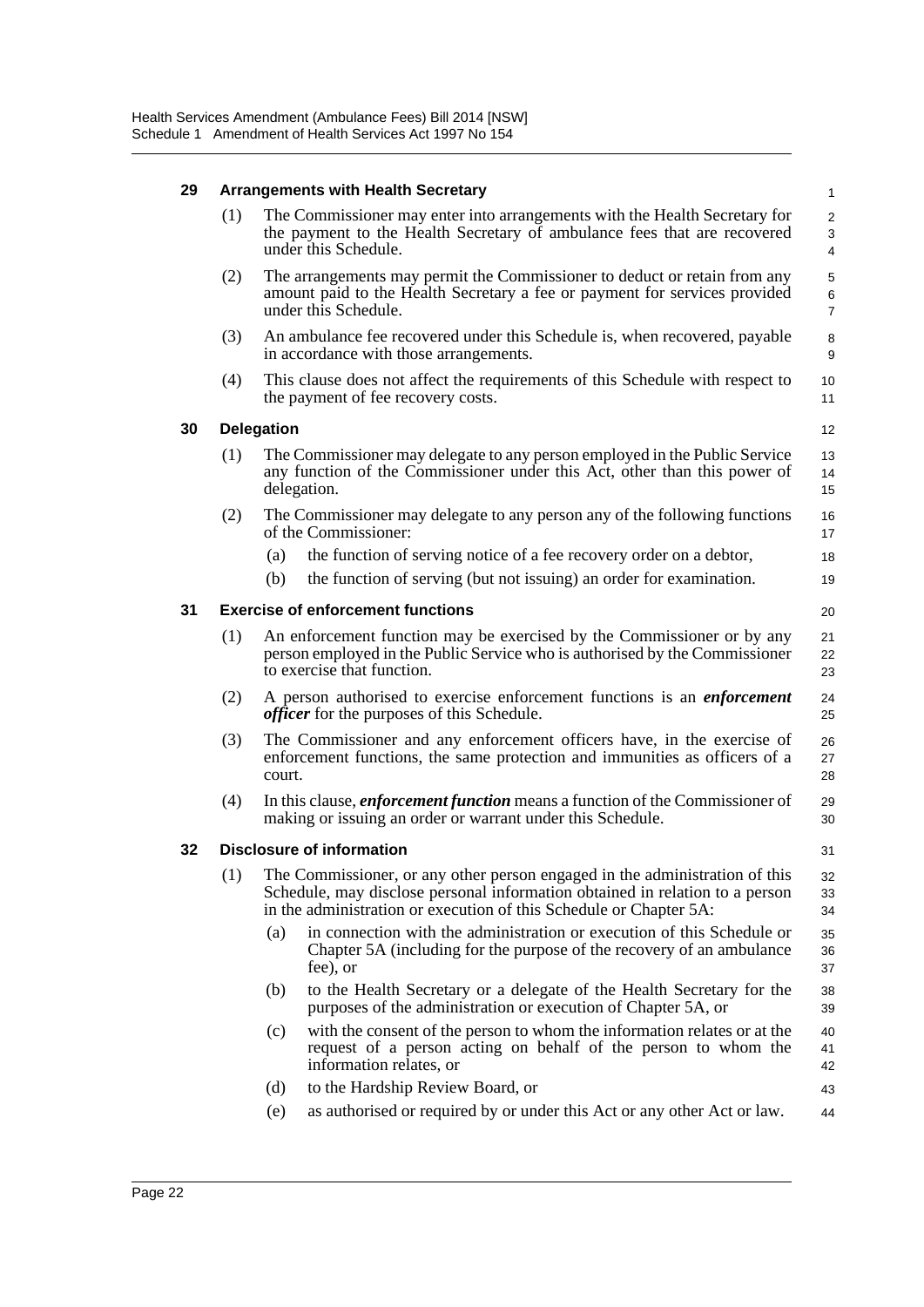### 29 Arrangements with Health Secretary

(1) The Commissioner may enter into arrangements with the Health Secretary for the payment to the Health Secretary of ambulance fees that are recovered under this Schedule.

(2) The arrangements may permit the Commissioner to deduct or retain from any amount paid to the Health Secretary a fee or payment for services provided under this Schedule.

(3) An ambulance fee recovered under this Schedule is, when recovered, payable in accordance with those arrangements.

(4) This clause does not affect the requirements of this Schedule with respect to the payment of fee recovery costs.

### 30 Delegation

(1) The Commissioner may delegate to any person employed in the Public Service any function of the Commissioner under this Act, other than this power of delegation.

(2) The Commissioner may delegate to any person any of the following functions of the Commissioner:

(a) the function of serving notice of a fee recovery order on a debtor,

(b) the function of serving (but not issuing) an order for examination.

### 31 Exercise of enforcement functions

(1) An enforcement function may be exercised by the Commissioner or by any person employed in the Public Service who is authorised by the Commissioner to exercise that function.

(2) A person authorised to exercise enforcement functions is an ***enforcement officer*** for the purposes of this Schedule.

(3) The Commissioner and any enforcement officers have, in the exercise of enforcement functions, the same protection and immunities as officers of a court.

(4) In this clause, ***enforcement function*** means a function of the Commissioner of making or issuing an order or warrant under this Schedule.

### 32 Disclosure of information

(1) The Commissioner, or any other person engaged in the administration of this Schedule, may disclose personal information obtained in relation to a person in the administration or execution of this Schedule or Chapter 5A:

(a) in connection with the administration or execution of this Schedule or Chapter 5A (including for the purpose of the recovery of an ambulance fee), or

(b) to the Health Secretary or a delegate of the Health Secretary for the purposes of the administration or execution of Chapter 5A, or

(c) with the consent of the person to whom the information relates or at the request of a person acting on behalf of the person to whom the information relates, or

(d) to the Hardship Review Board, or

(e) as authorised or required by or under this Act or any other Act or law.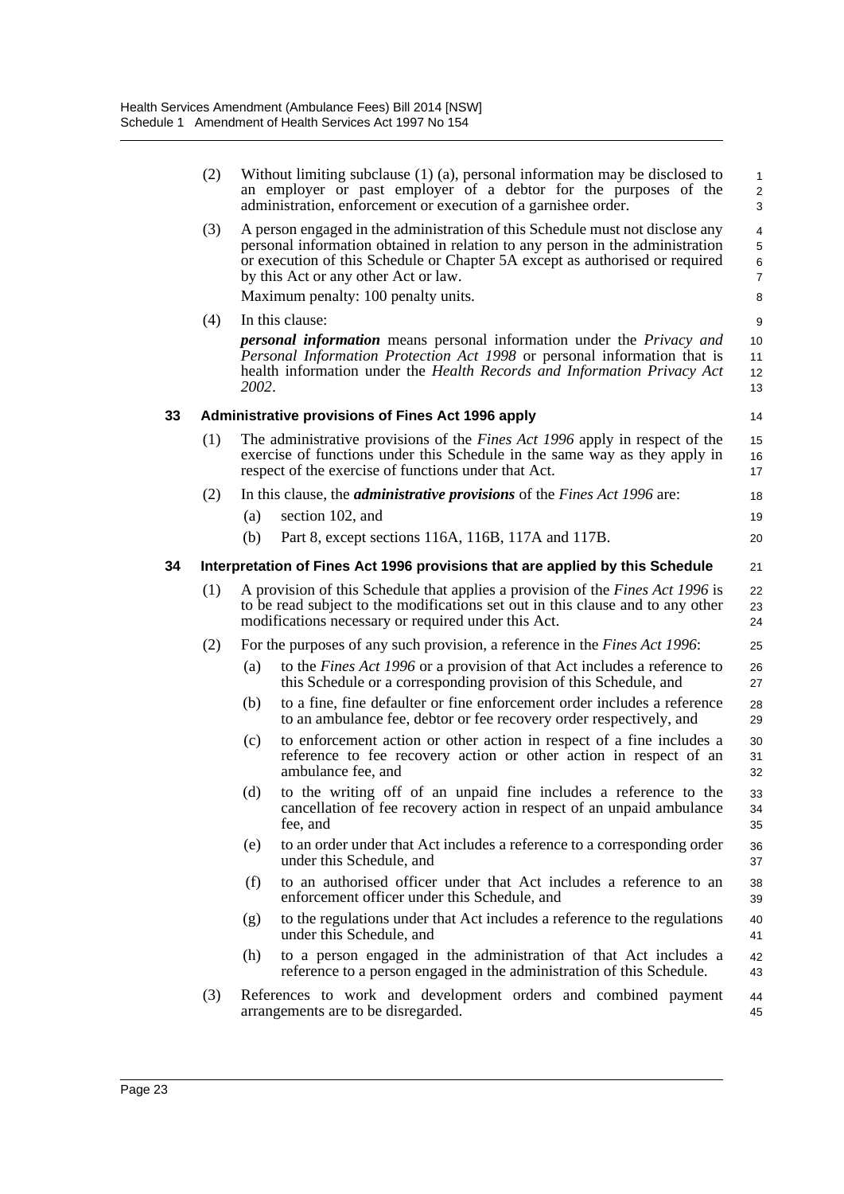(2) Without limiting subclause (1) (a), personal information may be disclosed to an employer or past employer of a debtor for the purposes of the administration, enforcement or execution of a garnishee order.

(3) A person engaged in the administration of this Schedule must not disclose any personal information obtained in relation to any person in the administration or execution of this Schedule or Chapter 5A except as authorised or required by this Act or any other Act or law.

Maximum penalty: 100 penalty units.

(4) In this clause:

***personal information*** means personal information under the *Privacy and Personal Information Protection Act 1998* or personal information that is health information under the *Health Records and Information Privacy Act 2002*.

### 33 Administrative provisions of Fines Act 1996 apply

(1) The administrative provisions of the *Fines Act 1996* apply in respect of the exercise of functions under this Schedule in the same way as they apply in respect of the exercise of functions under that Act.

(2) In this clause, the ***administrative provisions*** of the *Fines Act 1996* are:

- (a) section 102, and
- (b) Part 8, except sections 116A, 116B, 117A and 117B.

### 34 Interpretation of Fines Act 1996 provisions that are applied by this Schedule

(1) A provision of this Schedule that applies a provision of the *Fines Act 1996* is to be read subject to the modifications set out in this clause and to any other modifications necessary or required under this Act.

(2) For the purposes of any such provision, a reference in the *Fines Act 1996*:

- (a) to the *Fines Act 1996* or a provision of that Act includes a reference to this Schedule or a corresponding provision of this Schedule, and
- (b) to a fine, fine defaulter or fine enforcement order includes a reference to an ambulance fee, debtor or fee recovery order respectively, and
- (c) to enforcement action or other action in respect of a fine includes a reference to fee recovery action or other action in respect of an ambulance fee, and
- (d) to the writing off of an unpaid fine includes a reference to the cancellation of fee recovery action in respect of an unpaid ambulance fee, and
- (e) to an order under that Act includes a reference to a corresponding order under this Schedule, and
- (f) to an authorised officer under that Act includes a reference to an enforcement officer under this Schedule, and
- (g) to the regulations under that Act includes a reference to the regulations under this Schedule, and
- (h) to a person engaged in the administration of that Act includes a reference to a person engaged in the administration of this Schedule.

(3) References to work and development orders and combined payment arrangements are to be disregarded.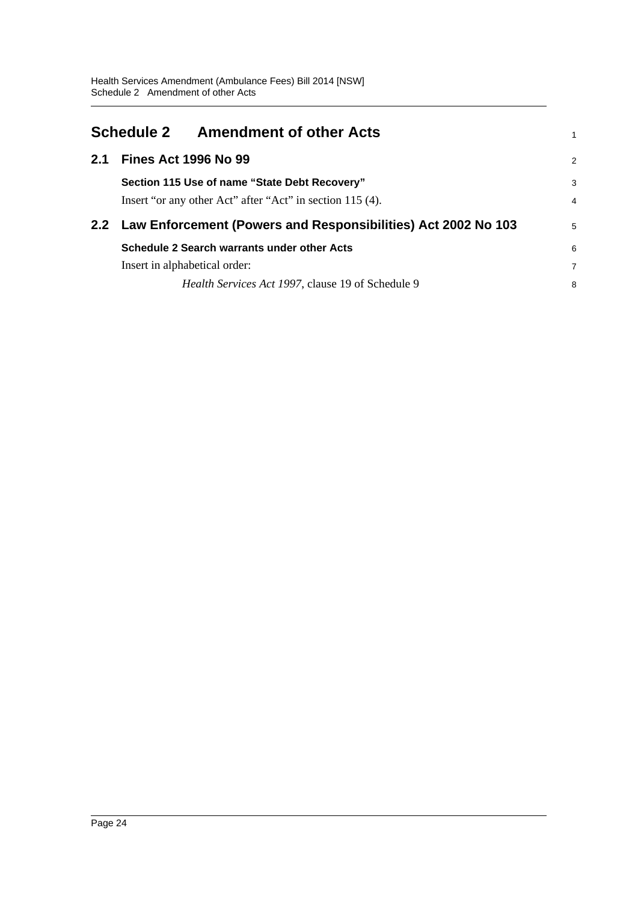# Schedule 2 Amendment of other Acts

## 2.1 Fines Act 1996 No 99

**Section 115 Use of name "State Debt Recovery"**

Insert "or any other Act" after "Act" in section 115 (4).

## 2.2 Law Enforcement (Powers and Responsibilities) Act 2002 No 103

**Schedule 2 Search warrants under other Acts**

Insert in alphabetical order:

*Health Services Act 1997*, clause 19 of Schedule 9